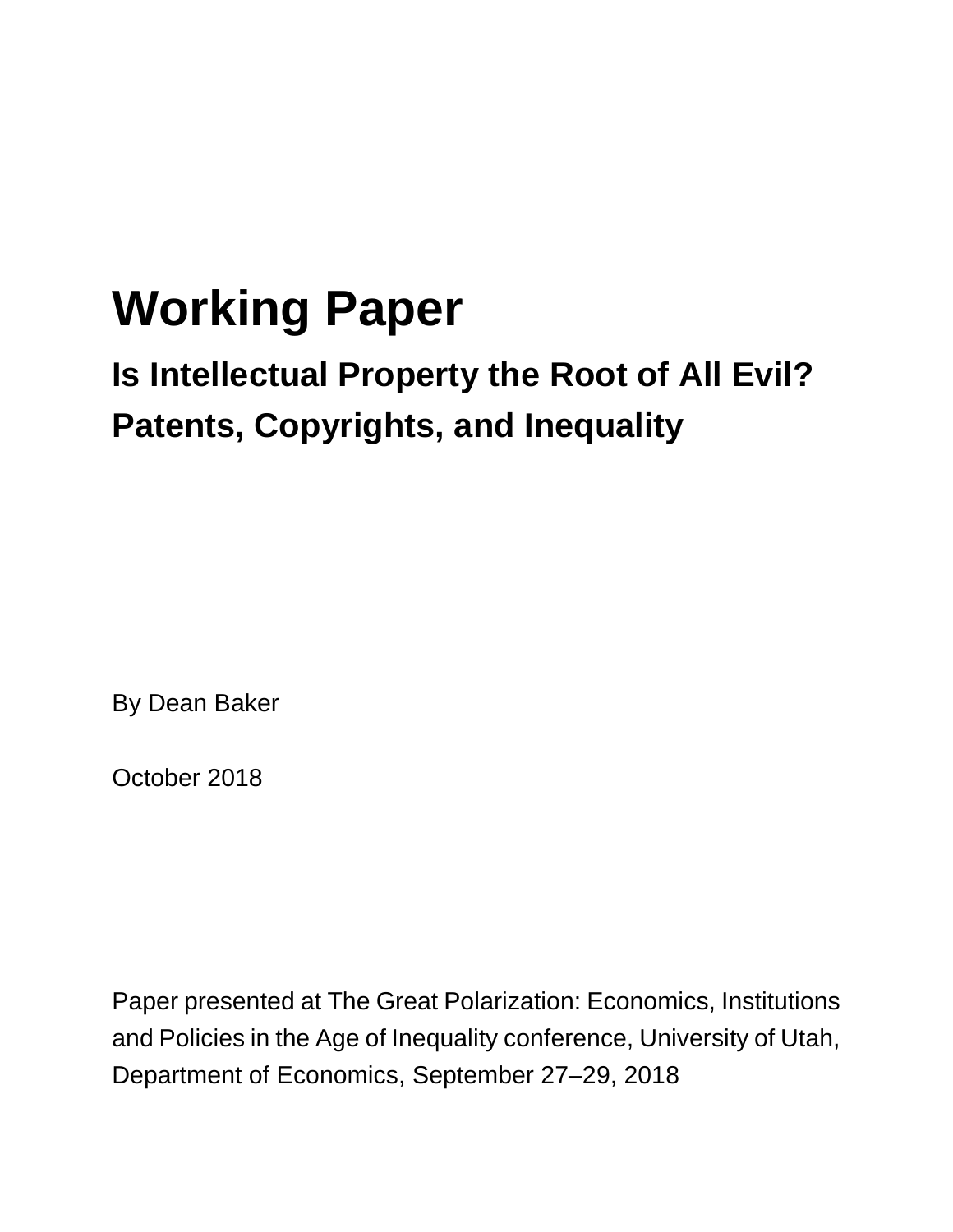# Working Paper

## Is Intellectual Property the Root of All Evil? Patents, Copyrights, and Inequality

By Dean Baker

October 2018

Paper presented at The Great Polarization: Economics, Institutions and Policies in the Age of Inequality conference, University of Utah, Department of Economics, September 27–29, 2018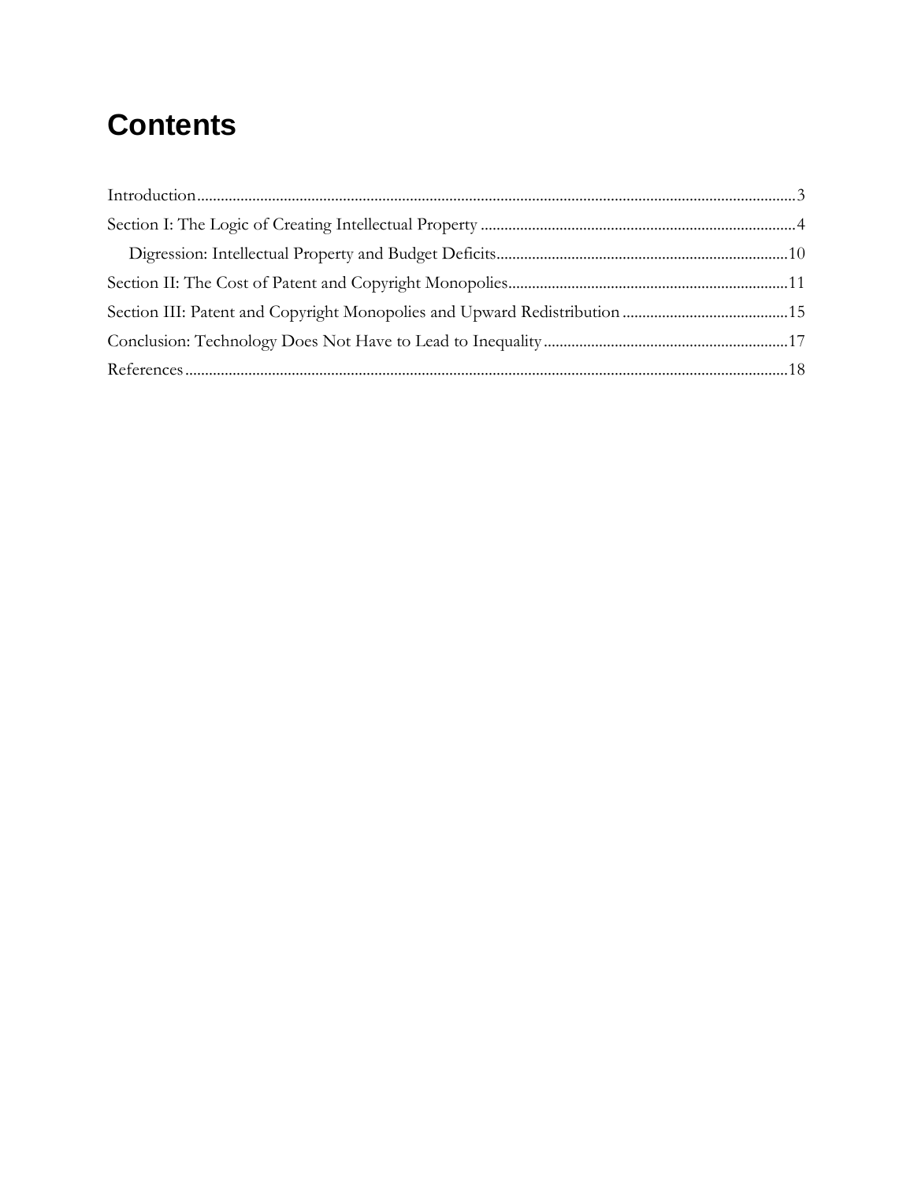# Contents

Introduction ........................................................................................................................................ 3

Section I: The Logic of Creating Intellectual Property ........................................................................ 4

Digression: Intellectual Property and Budget Deficits ......................................................................... 10

Section II: The Cost of Patent and Copyright Monopolies ................................................................. 11

Section III: Patent and Copyright Monopolies and Upward Redistribution ......................................... 15

Conclusion: Technology Does Not Have to Lead to Inequality .......................................................... 17

References .......................................................................................................................................... 18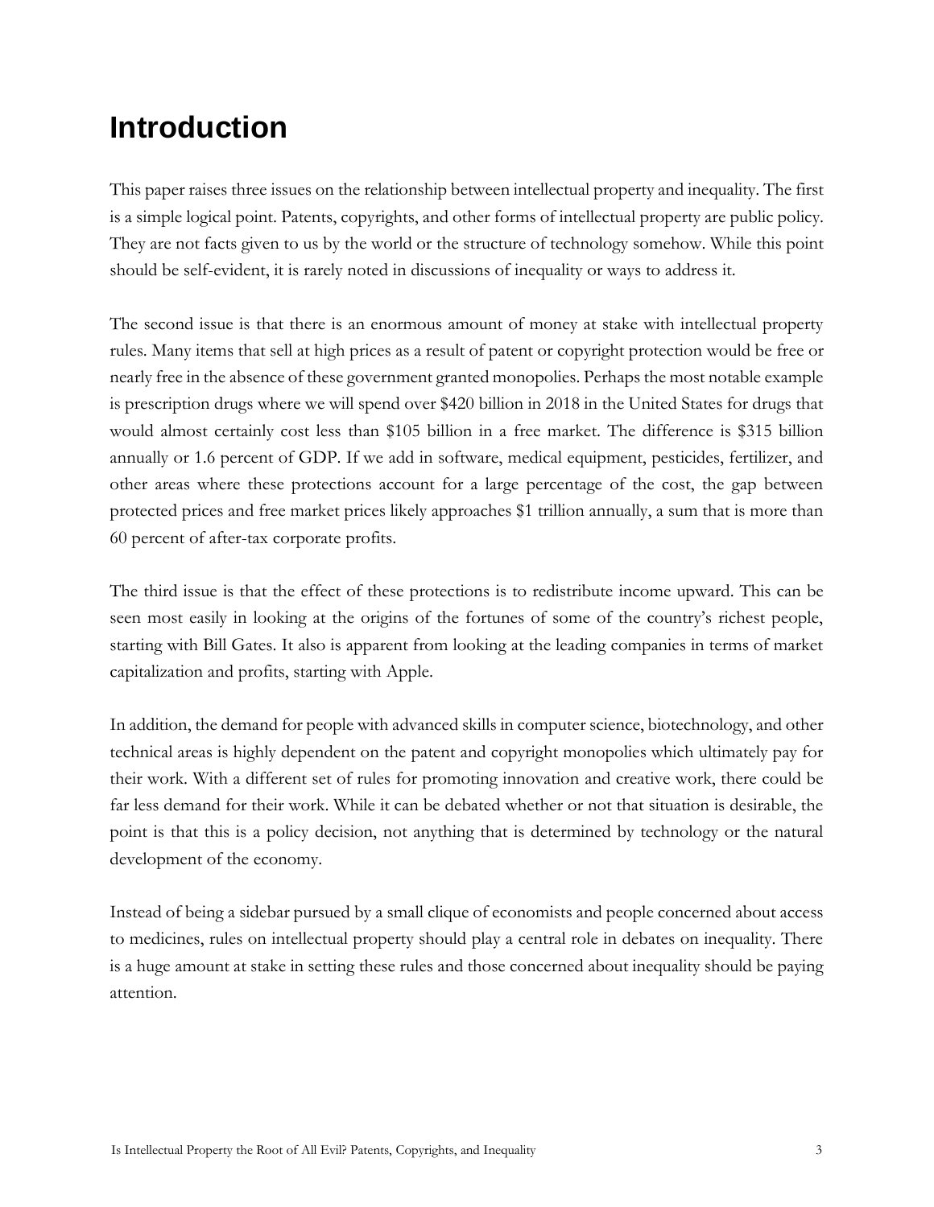# Introduction

This paper raises three issues on the relationship between intellectual property and inequality. The first is a simple logical point. Patents, copyrights, and other forms of intellectual property are public policy. They are not facts given to us by the world or the structure of technology somehow. While this point should be self-evident, it is rarely noted in discussions of inequality or ways to address it.

The second issue is that there is an enormous amount of money at stake with intellectual property rules. Many items that sell at high prices as a result of patent or copyright protection would be free or nearly free in the absence of these government granted monopolies. Perhaps the most notable example is prescription drugs where we will spend over $420 billion in 2018 in the United States for drugs that would almost certainly cost less than $105 billion in a free market. The difference is $315 billion annually or 1.6 percent of GDP. If we add in software, medical equipment, pesticides, fertilizer, and other areas where these protections account for a large percentage of the cost, the gap between protected prices and free market prices likely approaches $1 trillion annually, a sum that is more than 60 percent of after-tax corporate profits.

The third issue is that the effect of these protections is to redistribute income upward. This can be seen most easily in looking at the origins of the fortunes of some of the country's richest people, starting with Bill Gates. It also is apparent from looking at the leading companies in terms of market capitalization and profits, starting with Apple.

In addition, the demand for people with advanced skills in computer science, biotechnology, and other technical areas is highly dependent on the patent and copyright monopolies which ultimately pay for their work. With a different set of rules for promoting innovation and creative work, there could be far less demand for their work. While it can be debated whether or not that situation is desirable, the point is that this is a policy decision, not anything that is determined by technology or the natural development of the economy.

Instead of being a sidebar pursued by a small clique of economists and people concerned about access to medicines, rules on intellectual property should play a central role in debates on inequality. There is a huge amount at stake in setting these rules and those concerned about inequality should be paying attention.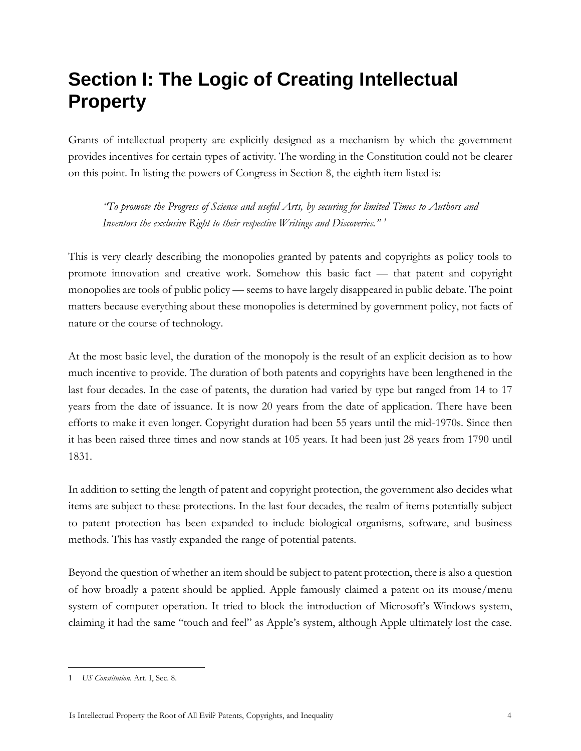# Section I: The Logic of Creating Intellectual Property

Grants of intellectual property are explicitly designed as a mechanism by which the government provides incentives for certain types of activity. The wording in the Constitution could not be clearer on this point. In listing the powers of Congress in Section 8, the eighth item listed is:

> *"To promote the Progress of Science and useful Arts, by securing for limited Times to Authors and Inventors the exclusive Right to their respective Writings and Discoveries."* [1]

This is very clearly describing the monopolies granted by patents and copyrights as policy tools to promote innovation and creative work. Somehow this basic fact — that patent and copyright monopolies are tools of public policy — seems to have largely disappeared in public debate. The point matters because everything about these monopolies is determined by government policy, not facts of nature or the course of technology.

At the most basic level, the duration of the monopoly is the result of an explicit decision as to how much incentive to provide. The duration of both patents and copyrights have been lengthened in the last four decades. In the case of patents, the duration had varied by type but ranged from 14 to 17 years from the date of issuance. It is now 20 years from the date of application. There have been efforts to make it even longer. Copyright duration had been 55 years until the mid-1970s. Since then it has been raised three times and now stands at 105 years. It had been just 28 years from 1790 until 1831.

In addition to setting the length of patent and copyright protection, the government also decides what items are subject to these protections. In the last four decades, the realm of items potentially subject to patent protection has been expanded to include biological organisms, software, and business methods. This has vastly expanded the range of potential patents.

Beyond the question of whether an item should be subject to patent protection, there is also a question of how broadly a patent should be applied. Apple famously claimed a patent on its mouse/menu system of computer operation. It tried to block the introduction of Microsoft's Windows system, claiming it had the same "touch and feel" as Apple's system, although Apple ultimately lost the case.

---

1 *US Constitution.* Art. I, Sec. 8.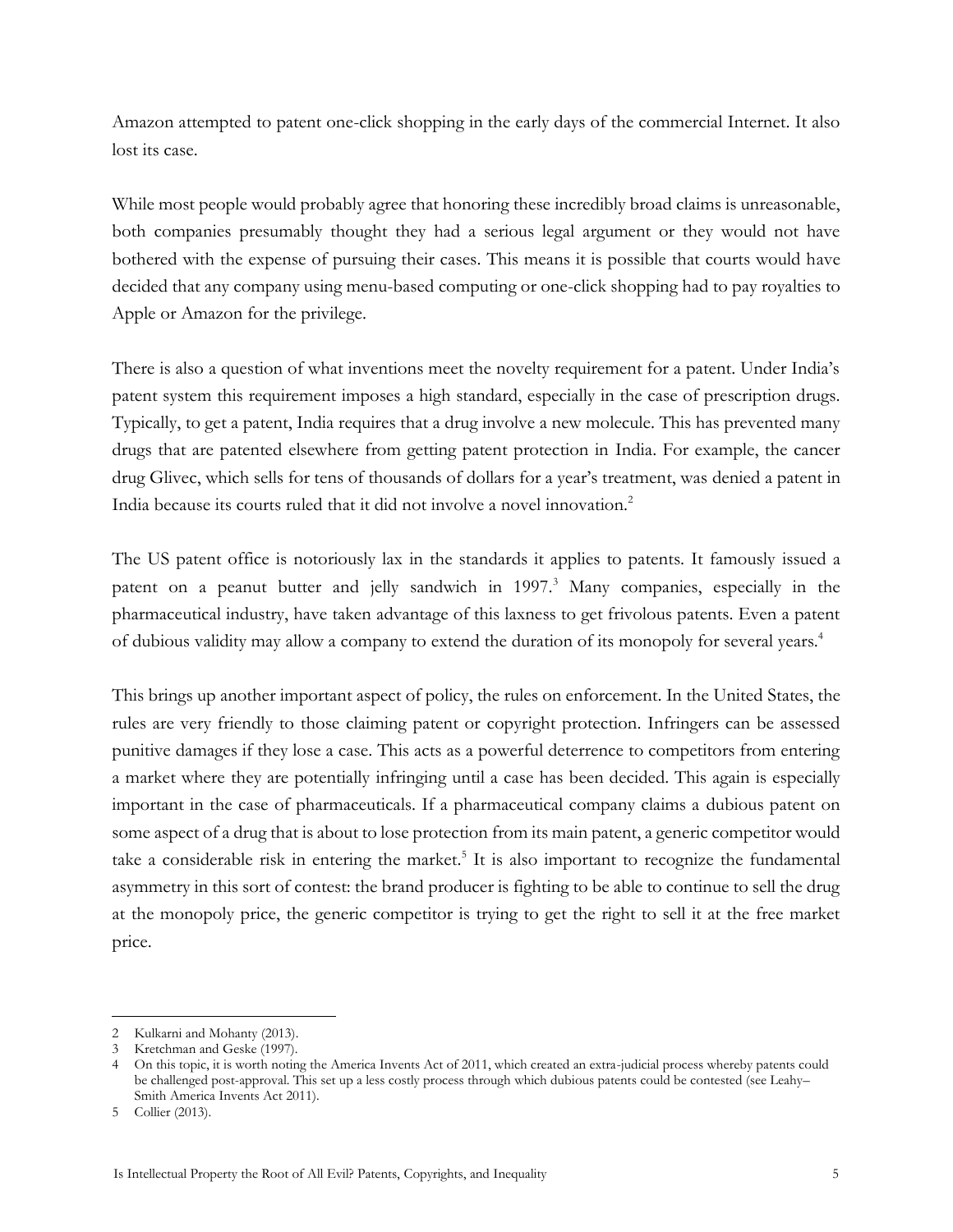Amazon attempted to patent one-click shopping in the early days of the commercial Internet. It also lost its case.

While most people would probably agree that honoring these incredibly broad claims is unreasonable, both companies presumably thought they had a serious legal argument or they would not have bothered with the expense of pursuing their cases. This means it is possible that courts would have decided that any company using menu-based computing or one-click shopping had to pay royalties to Apple or Amazon for the privilege.

There is also a question of what inventions meet the novelty requirement for a patent. Under India's patent system this requirement imposes a high standard, especially in the case of prescription drugs. Typically, to get a patent, India requires that a drug involve a new molecule. This has prevented many drugs that are patented elsewhere from getting patent protection in India. For example, the cancer drug Glivec, which sells for tens of thousands of dollars for a year's treatment, was denied a patent in India because its courts ruled that it did not involve a novel innovation.[2]

The US patent office is notoriously lax in the standards it applies to patents. It famously issued a patent on a peanut butter and jelly sandwich in 1997.[3] Many companies, especially in the pharmaceutical industry, have taken advantage of this laxness to get frivolous patents. Even a patent of dubious validity may allow a company to extend the duration of its monopoly for several years.[4]

This brings up another important aspect of policy, the rules on enforcement. In the United States, the rules are very friendly to those claiming patent or copyright protection. Infringers can be assessed punitive damages if they lose a case. This acts as a powerful deterrence to competitors from entering a market where they are potentially infringing until a case has been decided. This again is especially important in the case of pharmaceuticals. If a pharmaceutical company claims a dubious patent on some aspect of a drug that is about to lose protection from its main patent, a generic competitor would take a considerable risk in entering the market.[5] It is also important to recognize the fundamental asymmetry in this sort of contest: the brand producer is fighting to be able to continue to sell the drug at the monopoly price, the generic competitor is trying to get the right to sell it at the free market price.

---

2 Kulkarni and Mohanty (2013).

3 Kretchman and Geske (1997).

4 On this topic, it is worth noting the America Invents Act of 2011, which created an extra-judicial process whereby patents could be challenged post-approval. This set up a less costly process through which dubious patents could be contested (see Leahy–Smith America Invents Act 2011).

5 Collier (2013).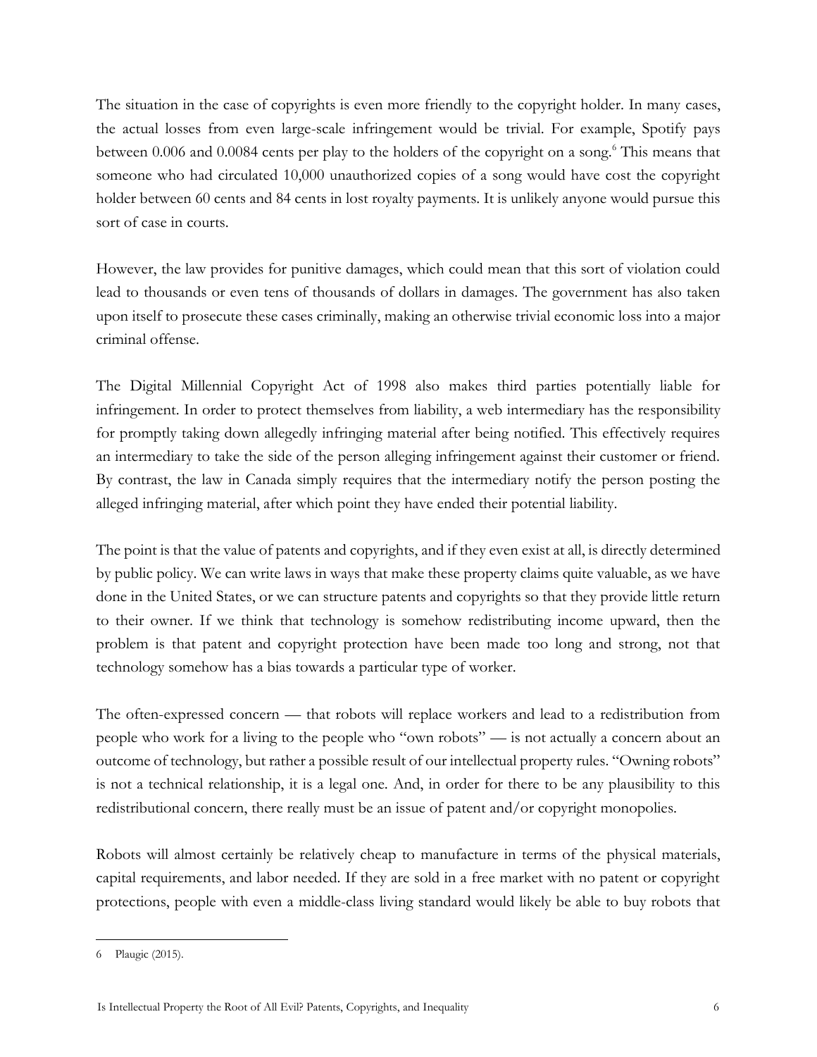The situation in the case of copyrights is even more friendly to the copyright holder. In many cases, the actual losses from even large-scale infringement would be trivial. For example, Spotify pays between 0.006 and 0.0084 cents per play to the holders of the copyright on a song.[6] This means that someone who had circulated 10,000 unauthorized copies of a song would have cost the copyright holder between 60 cents and 84 cents in lost royalty payments. It is unlikely anyone would pursue this sort of case in courts.

However, the law provides for punitive damages, which could mean that this sort of violation could lead to thousands or even tens of thousands of dollars in damages. The government has also taken upon itself to prosecute these cases criminally, making an otherwise trivial economic loss into a major criminal offense.

The Digital Millennial Copyright Act of 1998 also makes third parties potentially liable for infringement. In order to protect themselves from liability, a web intermediary has the responsibility for promptly taking down allegedly infringing material after being notified. This effectively requires an intermediary to take the side of the person alleging infringement against their customer or friend. By contrast, the law in Canada simply requires that the intermediary notify the person posting the alleged infringing material, after which point they have ended their potential liability.

The point is that the value of patents and copyrights, and if they even exist at all, is directly determined by public policy. We can write laws in ways that make these property claims quite valuable, as we have done in the United States, or we can structure patents and copyrights so that they provide little return to their owner. If we think that technology is somehow redistributing income upward, then the problem is that patent and copyright protection have been made too long and strong, not that technology somehow has a bias towards a particular type of worker.

The often-expressed concern — that robots will replace workers and lead to a redistribution from people who work for a living to the people who "own robots" — is not actually a concern about an outcome of technology, but rather a possible result of our intellectual property rules. "Owning robots" is not a technical relationship, it is a legal one. And, in order for there to be any plausibility to this redistributional concern, there really must be an issue of patent and/or copyright monopolies.

Robots will almost certainly be relatively cheap to manufacture in terms of the physical materials, capital requirements, and labor needed. If they are sold in a free market with no patent or copyright protections, people with even a middle-class living standard would likely be able to buy robots that

---

6 Plaugic (2015).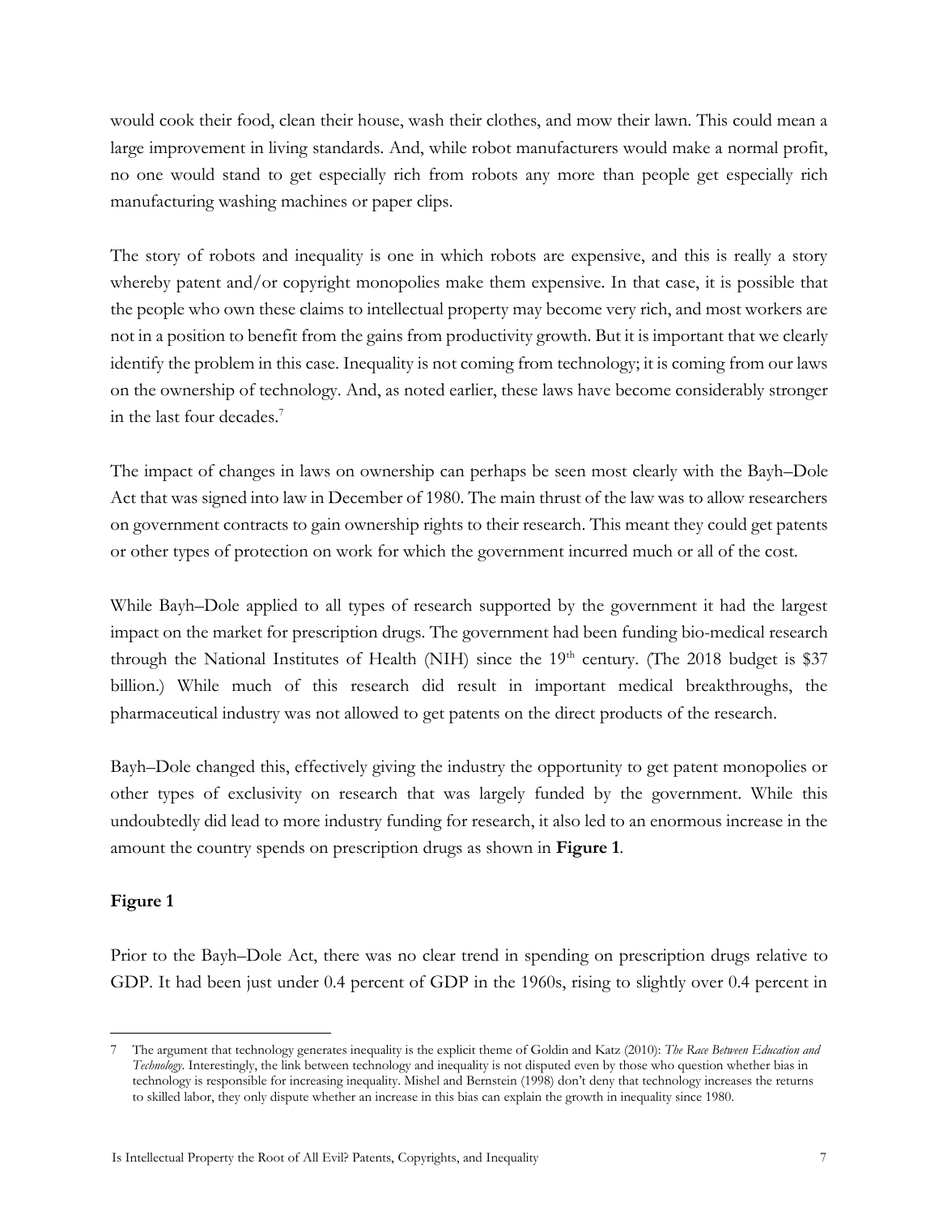would cook their food, clean their house, wash their clothes, and mow their lawn. This could mean a large improvement in living standards. And, while robot manufacturers would make a normal profit, no one would stand to get especially rich from robots any more than people get especially rich manufacturing washing machines or paper clips.

The story of robots and inequality is one in which robots are expensive, and this is really a story whereby patent and/or copyright monopolies make them expensive. In that case, it is possible that the people who own these claims to intellectual property may become very rich, and most workers are not in a position to benefit from the gains from productivity growth. But it is important that we clearly identify the problem in this case. Inequality is not coming from technology; it is coming from our laws on the ownership of technology. And, as noted earlier, these laws have become considerably stronger in the last four decades.[7]

The impact of changes in laws on ownership can perhaps be seen most clearly with the Bayh–Dole Act that was signed into law in December of 1980. The main thrust of the law was to allow researchers on government contracts to gain ownership rights to their research. This meant they could get patents or other types of protection on work for which the government incurred much or all of the cost.

While Bayh–Dole applied to all types of research supported by the government it had the largest impact on the market for prescription drugs. The government had been funding bio-medical research through the National Institutes of Health (NIH) since the 19th century. (The 2018 budget is $37 billion.) While much of this research did result in important medical breakthroughs, the pharmaceutical industry was not allowed to get patents on the direct products of the research.

Bayh–Dole changed this, effectively giving the industry the opportunity to get patent monopolies or other types of exclusivity on research that was largely funded by the government. While this undoubtedly did lead to more industry funding for research, it also led to an enormous increase in the amount the country spends on prescription drugs as shown in **Figure 1**.

**Figure 1**

Prior to the Bayh–Dole Act, there was no clear trend in spending on prescription drugs relative to GDP. It had been just under 0.4 percent of GDP in the 1960s, rising to slightly over 0.4 percent in

---

[7] The argument that technology generates inequality is the explicit theme of Goldin and Katz (2010): *The Race Between Education and Technology*. Interestingly, the link between technology and inequality is not disputed even by those who question whether bias in technology is responsible for increasing inequality. Mishel and Bernstein (1998) don't deny that technology increases the returns to skilled labor, they only dispute whether an increase in this bias can explain the growth in inequality since 1980.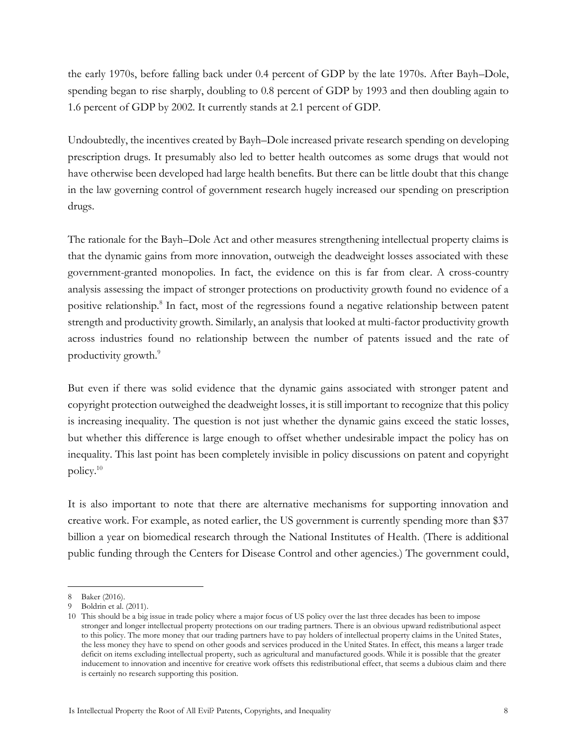the early 1970s, before falling back under 0.4 percent of GDP by the late 1970s. After Bayh–Dole, spending began to rise sharply, doubling to 0.8 percent of GDP by 1993 and then doubling again to 1.6 percent of GDP by 2002. It currently stands at 2.1 percent of GDP.

Undoubtedly, the incentives created by Bayh–Dole increased private research spending on developing prescription drugs. It presumably also led to better health outcomes as some drugs that would not have otherwise been developed had large health benefits. But there can be little doubt that this change in the law governing control of government research hugely increased our spending on prescription drugs.

The rationale for the Bayh–Dole Act and other measures strengthening intellectual property claims is that the dynamic gains from more innovation, outweigh the deadweight losses associated with these government-granted monopolies. In fact, the evidence on this is far from clear. A cross-country analysis assessing the impact of stronger protections on productivity growth found no evidence of a positive relationship.[8] In fact, most of the regressions found a negative relationship between patent strength and productivity growth. Similarly, an analysis that looked at multi-factor productivity growth across industries found no relationship between the number of patents issued and the rate of productivity growth.[9]

But even if there was solid evidence that the dynamic gains associated with stronger patent and copyright protection outweighed the deadweight losses, it is still important to recognize that this policy is increasing inequality. The question is not just whether the dynamic gains exceed the static losses, but whether this difference is large enough to offset whether undesirable impact the policy has on inequality. This last point has been completely invisible in policy discussions on patent and copyright policy.[10]

It is also important to note that there are alternative mechanisms for supporting innovation and creative work. For example, as noted earlier, the US government is currently spending more than $37 billion a year on biomedical research through the National Institutes of Health. (There is additional public funding through the Centers for Disease Control and other agencies.) The government could,

---

8 Baker (2016).

9 Boldrin et al. (2011).

10 This should be a big issue in trade policy where a major focus of US policy over the last three decades has been to impose stronger and longer intellectual property protections on our trading partners. There is an obvious upward redistributional aspect to this policy. The more money that our trading partners have to pay holders of intellectual property claims in the United States, the less money they have to spend on other goods and services produced in the United States. In effect, this means a larger trade deficit on items excluding intellectual property, such as agricultural and manufactured goods. While it is possible that the greater inducement to innovation and incentive for creative work offsets this redistributional effect, that seems a dubious claim and there is certainly no research supporting this position.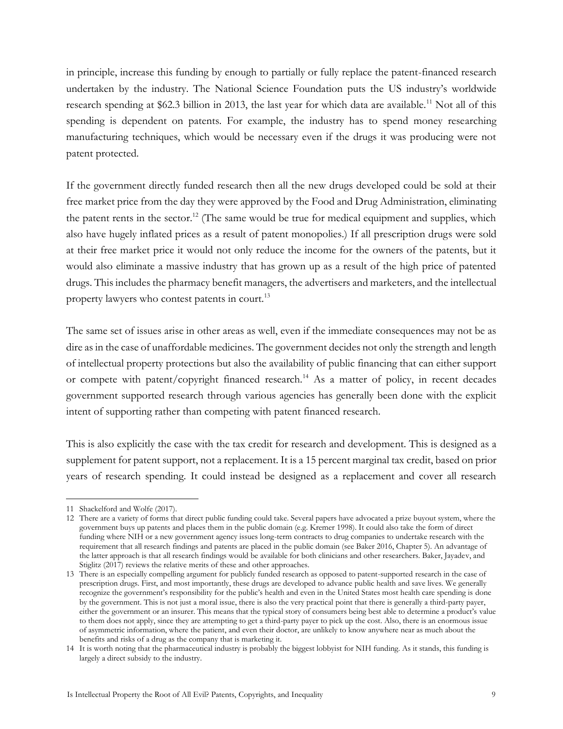in principle, increase this funding by enough to partially or fully replace the patent-financed research undertaken by the industry. The National Science Foundation puts the US industry's worldwide research spending at $62.3 billion in 2013, the last year for which data are available.[11] Not all of this spending is dependent on patents. For example, the industry has to spend money researching manufacturing techniques, which would be necessary even if the drugs it was producing were not patent protected.

If the government directly funded research then all the new drugs developed could be sold at their free market price from the day they were approved by the Food and Drug Administration, eliminating the patent rents in the sector.[12] (The same would be true for medical equipment and supplies, which also have hugely inflated prices as a result of patent monopolies.) If all prescription drugs were sold at their free market price it would not only reduce the income for the owners of the patents, but it would also eliminate a massive industry that has grown up as a result of the high price of patented drugs. This includes the pharmacy benefit managers, the advertisers and marketers, and the intellectual property lawyers who contest patents in court.[13]

The same set of issues arise in other areas as well, even if the immediate consequences may not be as dire as in the case of unaffordable medicines. The government decides not only the strength and length of intellectual property protections but also the availability of public financing that can either support or compete with patent/copyright financed research.[14] As a matter of policy, in recent decades government supported research through various agencies has generally been done with the explicit intent of supporting rather than competing with patent financed research.

This is also explicitly the case with the tax credit for research and development. This is designed as a supplement for patent support, not a replacement. It is a 15 percent marginal tax credit, based on prior years of research spending. It could instead be designed as a replacement and cover all research

---

11 Shackelford and Wolfe (2017).

12 There are a variety of forms that direct public funding could take. Several papers have advocated a prize buyout system, where the government buys up patents and places them in the public domain (e.g. Kremer 1998). It could also take the form of direct funding where NIH or a new government agency issues long-term contracts to drug companies to undertake research with the requirement that all research findings and patents are placed in the public domain (see Baker 2016, Chapter 5). An advantage of the latter approach is that all research findings would be available for both clinicians and other researchers. Baker, Jayadev, and Stiglitz (2017) reviews the relative merits of these and other approaches.

13 There is an especially compelling argument for publicly funded research as opposed to patent-supported research in the case of prescription drugs. First, and most importantly, these drugs are developed to advance public health and save lives. We generally recognize the government's responsibility for the public's health and even in the United States most health care spending is done by the government. This is not just a moral issue, there is also the very practical point that there is generally a third-party payer, either the government or an insurer. This means that the typical story of consumers being best able to determine a product's value to them does not apply, since they are attempting to get a third-party payer to pick up the cost. Also, there is an enormous issue of asymmetric information, where the patient, and even their doctor, are unlikely to know anywhere near as much about the benefits and risks of a drug as the company that is marketing it.

14 It is worth noting that the pharmaceutical industry is probably the biggest lobbyist for NIH funding. As it stands, this funding is largely a direct subsidy to the industry.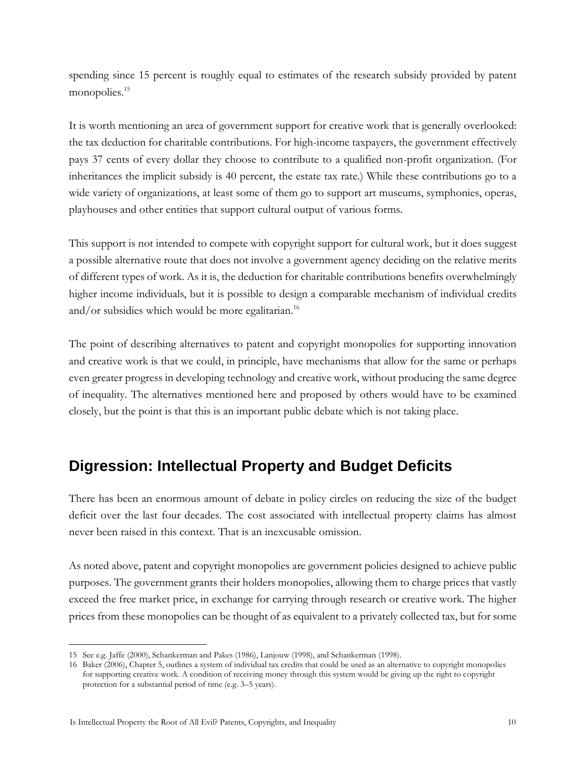spending since 15 percent is roughly equal to estimates of the research subsidy provided by patent monopolies.[15]

It is worth mentioning an area of government support for creative work that is generally overlooked: the tax deduction for charitable contributions. For high-income taxpayers, the government effectively pays 37 cents of every dollar they choose to contribute to a qualified non-profit organization. (For inheritances the implicit subsidy is 40 percent, the estate tax rate.) While these contributions go to a wide variety of organizations, at least some of them go to support art museums, symphonies, operas, playhouses and other entities that support cultural output of various forms.

This support is not intended to compete with copyright support for cultural work, but it does suggest a possible alternative route that does not involve a government agency deciding on the relative merits of different types of work. As it is, the deduction for charitable contributions benefits overwhelmingly higher income individuals, but it is possible to design a comparable mechanism of individual credits and/or subsidies which would be more egalitarian.[16]

The point of describing alternatives to patent and copyright monopolies for supporting innovation and creative work is that we could, in principle, have mechanisms that allow for the same or perhaps even greater progress in developing technology and creative work, without producing the same degree of inequality. The alternatives mentioned here and proposed by others would have to be examined closely, but the point is that this is an important public debate which is not taking place.

## Digression: Intellectual Property and Budget Deficits

There has been an enormous amount of debate in policy circles on reducing the size of the budget deficit over the last four decades. The cost associated with intellectual property claims has almost never been raised in this context. That is an inexcusable omission.

As noted above, patent and copyright monopolies are government policies designed to achieve public purposes. The government grants their holders monopolies, allowing them to charge prices that vastly exceed the free market price, in exchange for carrying through research or creative work. The higher prices from these monopolies can be thought of as equivalent to a privately collected tax, but for some

---

15 See e.g. Jaffe (2000), Schankerman and Pakes (1986), Lanjouw (1998), and Schankerman (1998).

16 Baker (2006), Chapter 5, outlines a system of individual tax credits that could be used as an alternative to copyright monopolies for supporting creative work. A condition of receiving money through this system would be giving up the right to copyright protection for a substantial period of time (e.g. 3–5 years).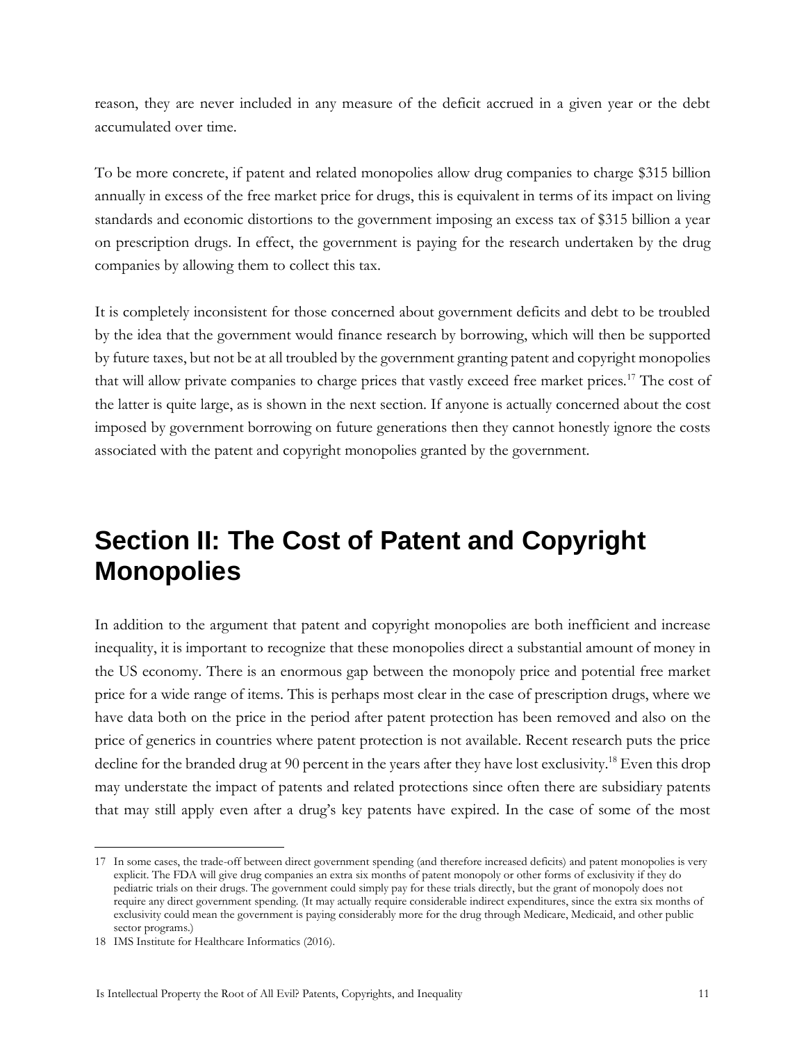reason, they are never included in any measure of the deficit accrued in a given year or the debt accumulated over time.

To be more concrete, if patent and related monopolies allow drug companies to charge $315 billion annually in excess of the free market price for drugs, this is equivalent in terms of its impact on living standards and economic distortions to the government imposing an excess tax of $315 billion a year on prescription drugs. In effect, the government is paying for the research undertaken by the drug companies by allowing them to collect this tax.

It is completely inconsistent for those concerned about government deficits and debt to be troubled by the idea that the government would finance research by borrowing, which will then be supported by future taxes, but not be at all troubled by the government granting patent and copyright monopolies that will allow private companies to charge prices that vastly exceed free market prices.[17] The cost of the latter is quite large, as is shown in the next section. If anyone is actually concerned about the cost imposed by government borrowing on future generations then they cannot honestly ignore the costs associated with the patent and copyright monopolies granted by the government.

# Section II: The Cost of Patent and Copyright Monopolies

In addition to the argument that patent and copyright monopolies are both inefficient and increase inequality, it is important to recognize that these monopolies direct a substantial amount of money in the US economy. There is an enormous gap between the monopoly price and potential free market price for a wide range of items. This is perhaps most clear in the case of prescription drugs, where we have data both on the price in the period after patent protection has been removed and also on the price of generics in countries where patent protection is not available. Recent research puts the price decline for the branded drug at 90 percent in the years after they have lost exclusivity.[18] Even this drop may understate the impact of patents and related protections since often there are subsidiary patents that may still apply even after a drug's key patents have expired. In the case of some of the most

---

17 In some cases, the trade-off between direct government spending (and therefore increased deficits) and patent monopolies is very explicit. The FDA will give drug companies an extra six months of patent monopoly or other forms of exclusivity if they do pediatric trials on their drugs. The government could simply pay for these trials directly, but the grant of monopoly does not require any direct government spending. (It may actually require considerable indirect expenditures, since the extra six months of exclusivity could mean the government is paying considerably more for the drug through Medicare, Medicaid, and other public sector programs.)

18 IMS Institute for Healthcare Informatics (2016).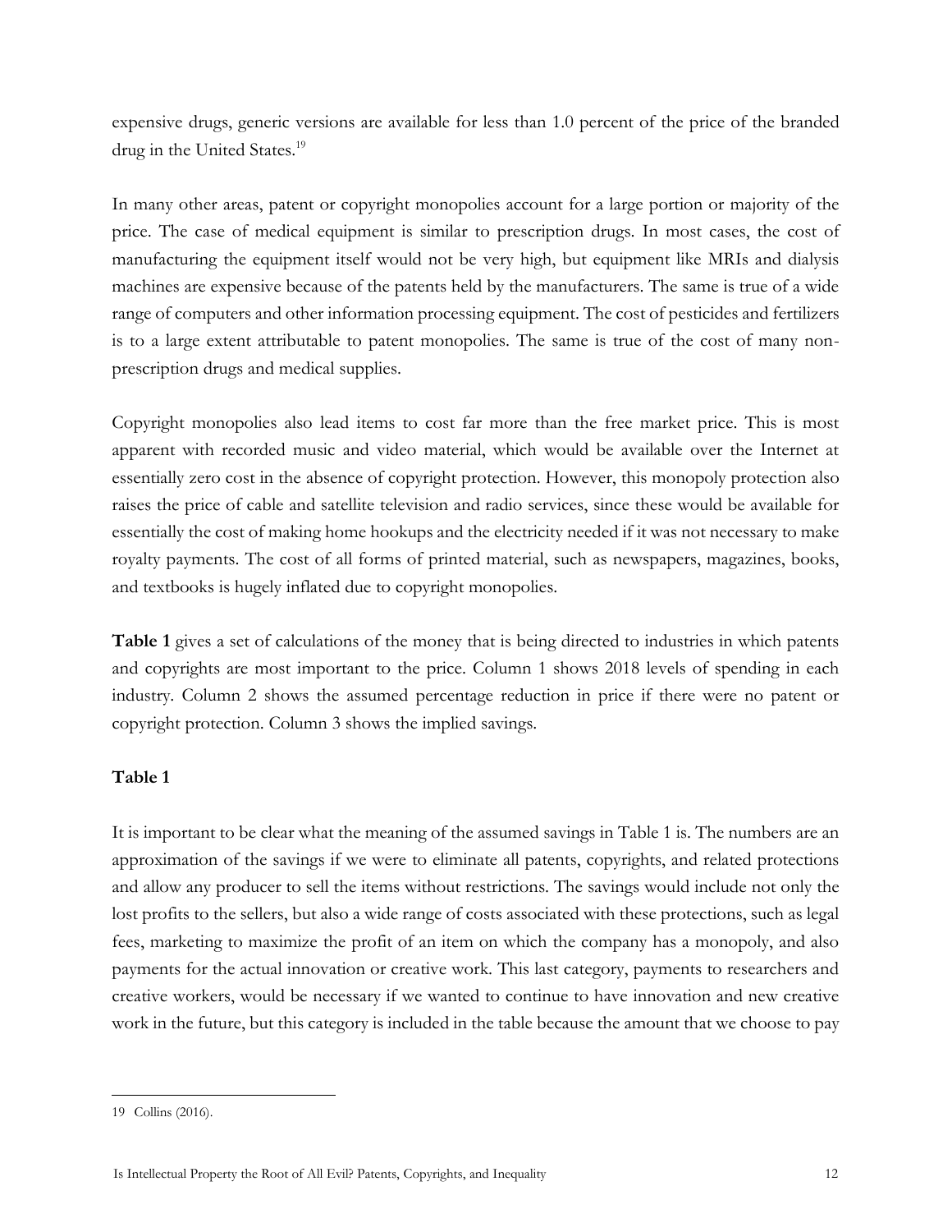expensive drugs, generic versions are available for less than 1.0 percent of the price of the branded drug in the United States.[19]

In many other areas, patent or copyright monopolies account for a large portion or majority of the price. The case of medical equipment is similar to prescription drugs. In most cases, the cost of manufacturing the equipment itself would not be very high, but equipment like MRIs and dialysis machines are expensive because of the patents held by the manufacturers. The same is true of a wide range of computers and other information processing equipment. The cost of pesticides and fertilizers is to a large extent attributable to patent monopolies. The same is true of the cost of many non-prescription drugs and medical supplies.

Copyright monopolies also lead items to cost far more than the free market price. This is most apparent with recorded music and video material, which would be available over the Internet at essentially zero cost in the absence of copyright protection. However, this monopoly protection also raises the price of cable and satellite television and radio services, since these would be available for essentially the cost of making home hookups and the electricity needed if it was not necessary to make royalty payments. The cost of all forms of printed material, such as newspapers, magazines, books, and textbooks is hugely inflated due to copyright monopolies.

**Table 1** gives a set of calculations of the money that is being directed to industries in which patents and copyrights are most important to the price. Column 1 shows 2018 levels of spending in each industry. Column 2 shows the assumed percentage reduction in price if there were no patent or copyright protection. Column 3 shows the implied savings.

**Table 1**

It is important to be clear what the meaning of the assumed savings in Table 1 is. The numbers are an approximation of the savings if we were to eliminate all patents, copyrights, and related protections and allow any producer to sell the items without restrictions. The savings would include not only the lost profits to the sellers, but also a wide range of costs associated with these protections, such as legal fees, marketing to maximize the profit of an item on which the company has a monopoly, and also payments for the actual innovation or creative work. This last category, payments to researchers and creative workers, would be necessary if we wanted to continue to have innovation and new creative work in the future, but this category is included in the table because the amount that we choose to pay

19 Collins (2016).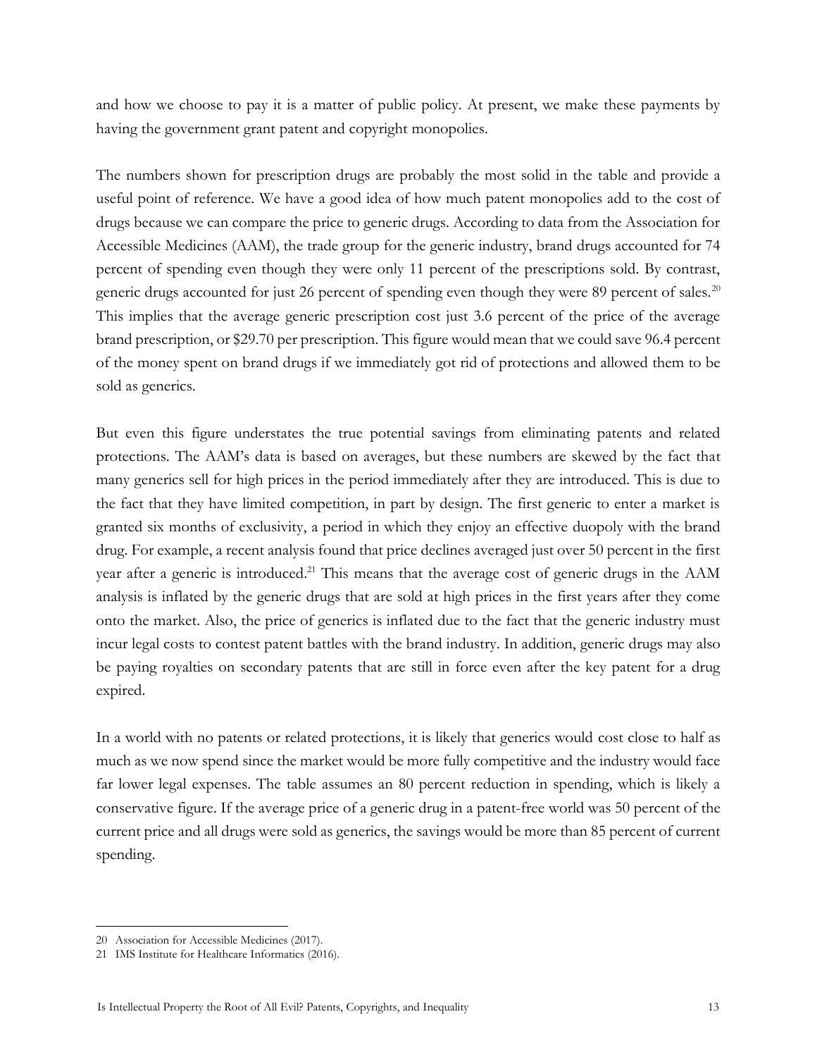and how we choose to pay it is a matter of public policy. At present, we make these payments by having the government grant patent and copyright monopolies.

The numbers shown for prescription drugs are probably the most solid in the table and provide a useful point of reference. We have a good idea of how much patent monopolies add to the cost of drugs because we can compare the price to generic drugs. According to data from the Association for Accessible Medicines (AAM), the trade group for the generic industry, brand drugs accounted for 74 percent of spending even though they were only 11 percent of the prescriptions sold. By contrast, generic drugs accounted for just 26 percent of spending even though they were 89 percent of sales.[20] This implies that the average generic prescription cost just 3.6 percent of the price of the average brand prescription, or $29.70 per prescription. This figure would mean that we could save 96.4 percent of the money spent on brand drugs if we immediately got rid of protections and allowed them to be sold as generics.

But even this figure understates the true potential savings from eliminating patents and related protections. The AAM's data is based on averages, but these numbers are skewed by the fact that many generics sell for high prices in the period immediately after they are introduced. This is due to the fact that they have limited competition, in part by design. The first generic to enter a market is granted six months of exclusivity, a period in which they enjoy an effective duopoly with the brand drug. For example, a recent analysis found that price declines averaged just over 50 percent in the first year after a generic is introduced.[21] This means that the average cost of generic drugs in the AAM analysis is inflated by the generic drugs that are sold at high prices in the first years after they come onto the market. Also, the price of generics is inflated due to the fact that the generic industry must incur legal costs to contest patent battles with the brand industry. In addition, generic drugs may also be paying royalties on secondary patents that are still in force even after the key patent for a drug expired.

In a world with no patents or related protections, it is likely that generics would cost close to half as much as we now spend since the market would be more fully competitive and the industry would face far lower legal expenses. The table assumes an 80 percent reduction in spending, which is likely a conservative figure. If the average price of a generic drug in a patent-free world was 50 percent of the current price and all drugs were sold as generics, the savings would be more than 85 percent of current spending.

---

20 Association for Accessible Medicines (2017).

21 IMS Institute for Healthcare Informatics (2016).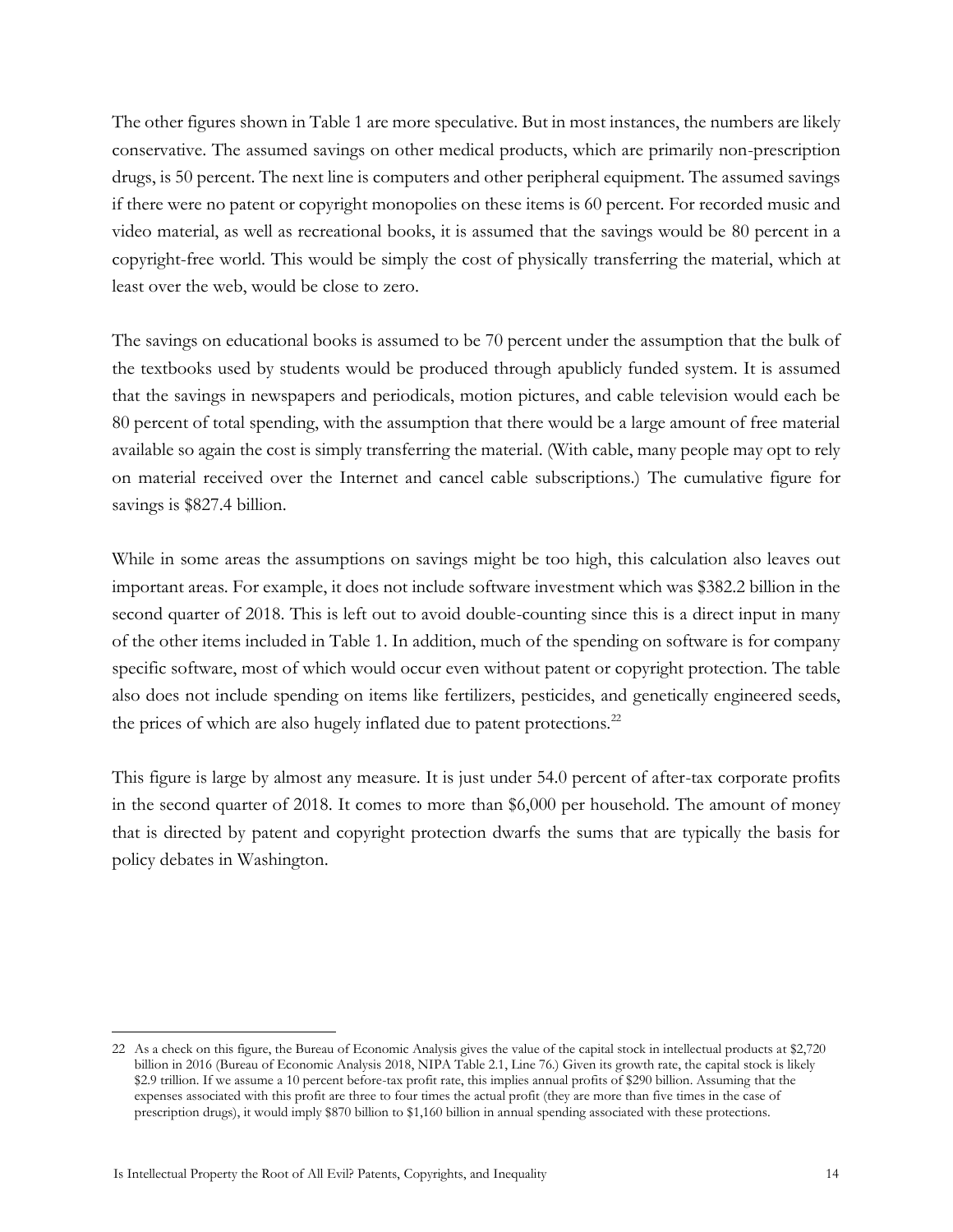The other figures shown in Table 1 are more speculative. But in most instances, the numbers are likely conservative. The assumed savings on other medical products, which are primarily non-prescription drugs, is 50 percent. The next line is computers and other peripheral equipment. The assumed savings if there were no patent or copyright monopolies on these items is 60 percent. For recorded music and video material, as well as recreational books, it is assumed that the savings would be 80 percent in a copyright-free world. This would be simply the cost of physically transferring the material, which at least over the web, would be close to zero.

The savings on educational books is assumed to be 70 percent under the assumption that the bulk of the textbooks used by students would be produced through apublicly funded system. It is assumed that the savings in newspapers and periodicals, motion pictures, and cable television would each be 80 percent of total spending, with the assumption that there would be a large amount of free material available so again the cost is simply transferring the material. (With cable, many people may opt to rely on material received over the Internet and cancel cable subscriptions.) The cumulative figure for savings is $827.4 billion.

While in some areas the assumptions on savings might be too high, this calculation also leaves out important areas. For example, it does not include software investment which was $382.2 billion in the second quarter of 2018. This is left out to avoid double-counting since this is a direct input in many of the other items included in Table 1. In addition, much of the spending on software is for company specific software, most of which would occur even without patent or copyright protection. The table also does not include spending on items like fertilizers, pesticides, and genetically engineered seeds, the prices of which are also hugely inflated due to patent protections.[22]

This figure is large by almost any measure. It is just under 54.0 percent of after-tax corporate profits in the second quarter of 2018. It comes to more than $6,000 per household. The amount of money that is directed by patent and copyright protection dwarfs the sums that are typically the basis for policy debates in Washington.

---

22 As a check on this figure, the Bureau of Economic Analysis gives the value of the capital stock in intellectual products at $2,720 billion in 2016 (Bureau of Economic Analysis 2018, NIPA Table 2.1, Line 76.) Given its growth rate, the capital stock is likely $2.9 trillion. If we assume a 10 percent before-tax profit rate, this implies annual profits of $290 billion. Assuming that the expenses associated with this profit are three to four times the actual profit (they are more than five times in the case of prescription drugs), it would imply $870 billion to $1,160 billion in annual spending associated with these protections.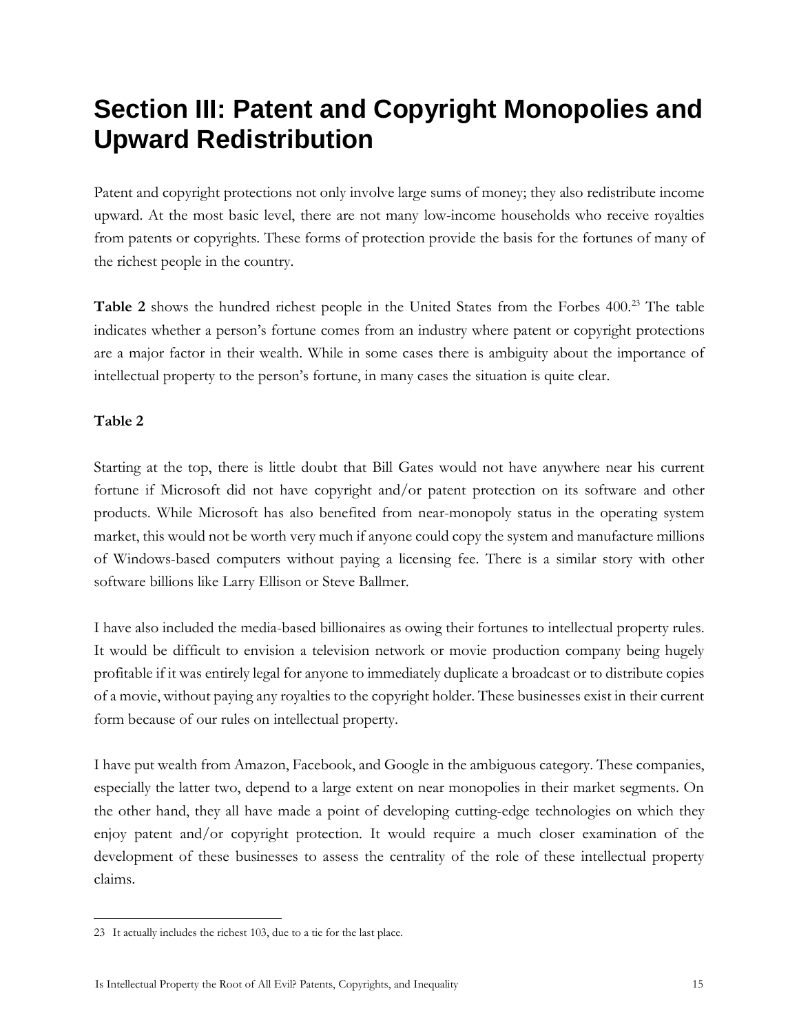# Section III: Patent and Copyright Monopolies and Upward Redistribution

Patent and copyright protections not only involve large sums of money; they also redistribute income upward. At the most basic level, there are not many low-income households who receive royalties from patents or copyrights. These forms of protection provide the basis for the fortunes of many of the richest people in the country.

**Table 2** shows the hundred richest people in the United States from the Forbes 400.[23] The table indicates whether a person's fortune comes from an industry where patent or copyright protections are a major factor in their wealth. While in some cases there is ambiguity about the importance of intellectual property to the person's fortune, in many cases the situation is quite clear.

**Table 2**

Starting at the top, there is little doubt that Bill Gates would not have anywhere near his current fortune if Microsoft did not have copyright and/or patent protection on its software and other products. While Microsoft has also benefited from near-monopoly status in the operating system market, this would not be worth very much if anyone could copy the system and manufacture millions of Windows-based computers without paying a licensing fee. There is a similar story with other software billions like Larry Ellison or Steve Ballmer.

I have also included the media-based billionaires as owing their fortunes to intellectual property rules. It would be difficult to envision a television network or movie production company being hugely profitable if it was entirely legal for anyone to immediately duplicate a broadcast or to distribute copies of a movie, without paying any royalties to the copyright holder. These businesses exist in their current form because of our rules on intellectual property.

I have put wealth from Amazon, Facebook, and Google in the ambiguous category. These companies, especially the latter two, depend to a large extent on near monopolies in their market segments. On the other hand, they all have made a point of developing cutting-edge technologies on which they enjoy patent and/or copyright protection. It would require a much closer examination of the development of these businesses to assess the centrality of the role of these intellectual property claims.

---

23 It actually includes the richest 103, due to a tie for the last place.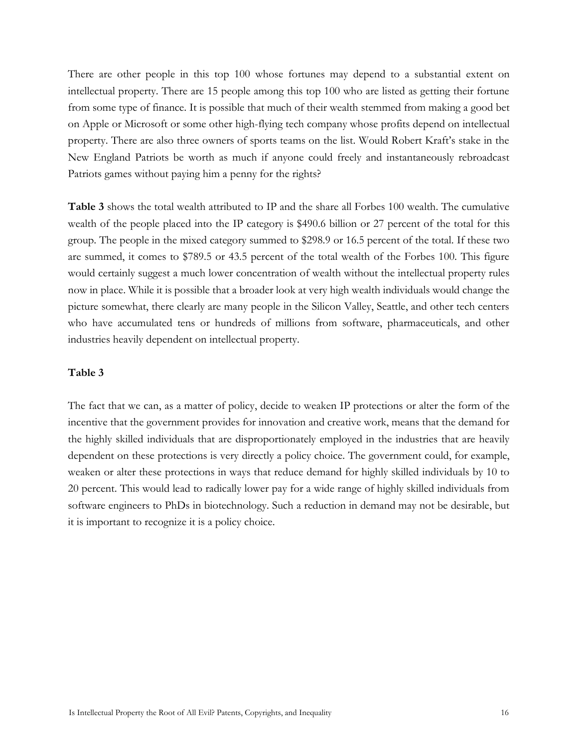There are other people in this top 100 whose fortunes may depend to a substantial extent on intellectual property. There are 15 people among this top 100 who are listed as getting their fortune from some type of finance. It is possible that much of their wealth stemmed from making a good bet on Apple or Microsoft or some other high-flying tech company whose profits depend on intellectual property. There are also three owners of sports teams on the list. Would Robert Kraft's stake in the New England Patriots be worth as much if anyone could freely and instantaneously rebroadcast Patriots games without paying him a penny for the rights?

**Table 3** shows the total wealth attributed to IP and the share all Forbes 100 wealth. The cumulative wealth of the people placed into the IP category is $490.6 billion or 27 percent of the total for this group. The people in the mixed category summed to $298.9 or 16.5 percent of the total. If these two are summed, it comes to $789.5 or 43.5 percent of the total wealth of the Forbes 100. This figure would certainly suggest a much lower concentration of wealth without the intellectual property rules now in place. While it is possible that a broader look at very high wealth individuals would change the picture somewhat, there clearly are many people in the Silicon Valley, Seattle, and other tech centers who have accumulated tens or hundreds of millions from software, pharmaceuticals, and other industries heavily dependent on intellectual property.

**Table 3**

The fact that we can, as a matter of policy, decide to weaken IP protections or alter the form of the incentive that the government provides for innovation and creative work, means that the demand for the highly skilled individuals that are disproportionately employed in the industries that are heavily dependent on these protections is very directly a policy choice. The government could, for example, weaken or alter these protections in ways that reduce demand for highly skilled individuals by 10 to 20 percent. This would lead to radically lower pay for a wide range of highly skilled individuals from software engineers to PhDs in biotechnology. Such a reduction in demand may not be desirable, but it is important to recognize it is a policy choice.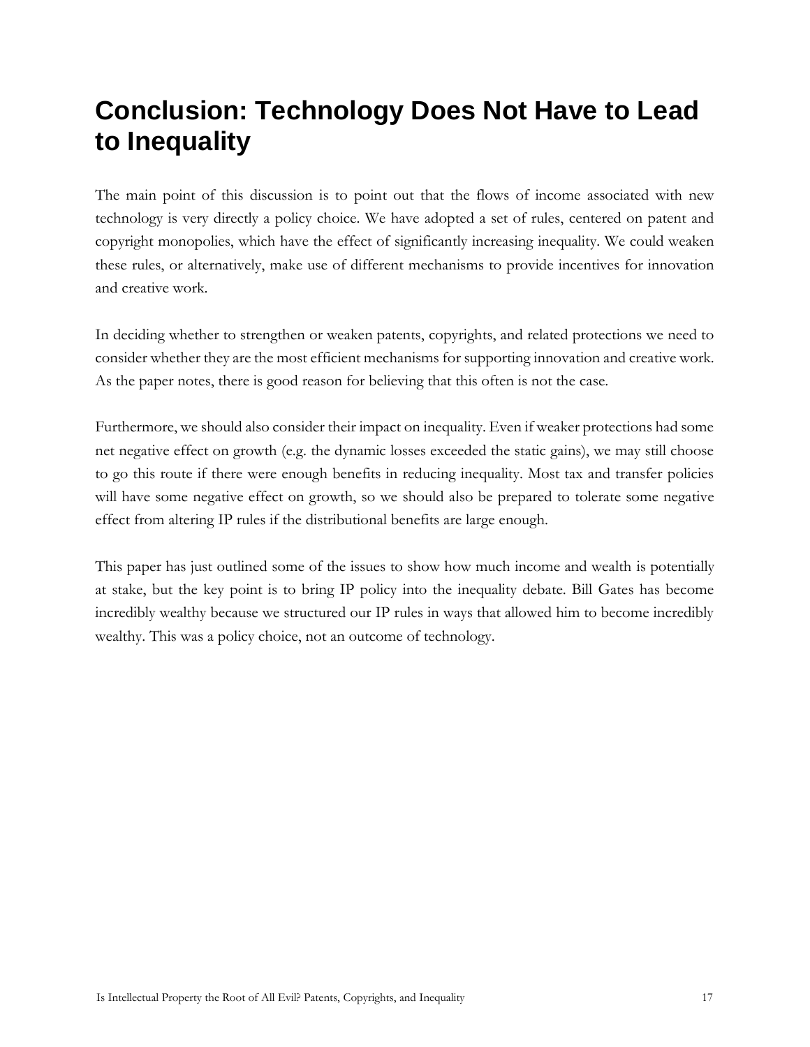# Conclusion: Technology Does Not Have to Lead to Inequality

The main point of this discussion is to point out that the flows of income associated with new technology is very directly a policy choice. We have adopted a set of rules, centered on patent and copyright monopolies, which have the effect of significantly increasing inequality. We could weaken these rules, or alternatively, make use of different mechanisms to provide incentives for innovation and creative work.

In deciding whether to strengthen or weaken patents, copyrights, and related protections we need to consider whether they are the most efficient mechanisms for supporting innovation and creative work. As the paper notes, there is good reason for believing that this often is not the case.

Furthermore, we should also consider their impact on inequality. Even if weaker protections had some net negative effect on growth (e.g. the dynamic losses exceeded the static gains), we may still choose to go this route if there were enough benefits in reducing inequality. Most tax and transfer policies will have some negative effect on growth, so we should also be prepared to tolerate some negative effect from altering IP rules if the distributional benefits are large enough.

This paper has just outlined some of the issues to show how much income and wealth is potentially at stake, but the key point is to bring IP policy into the inequality debate. Bill Gates has become incredibly wealthy because we structured our IP rules in ways that allowed him to become incredibly wealthy. This was a policy choice, not an outcome of technology.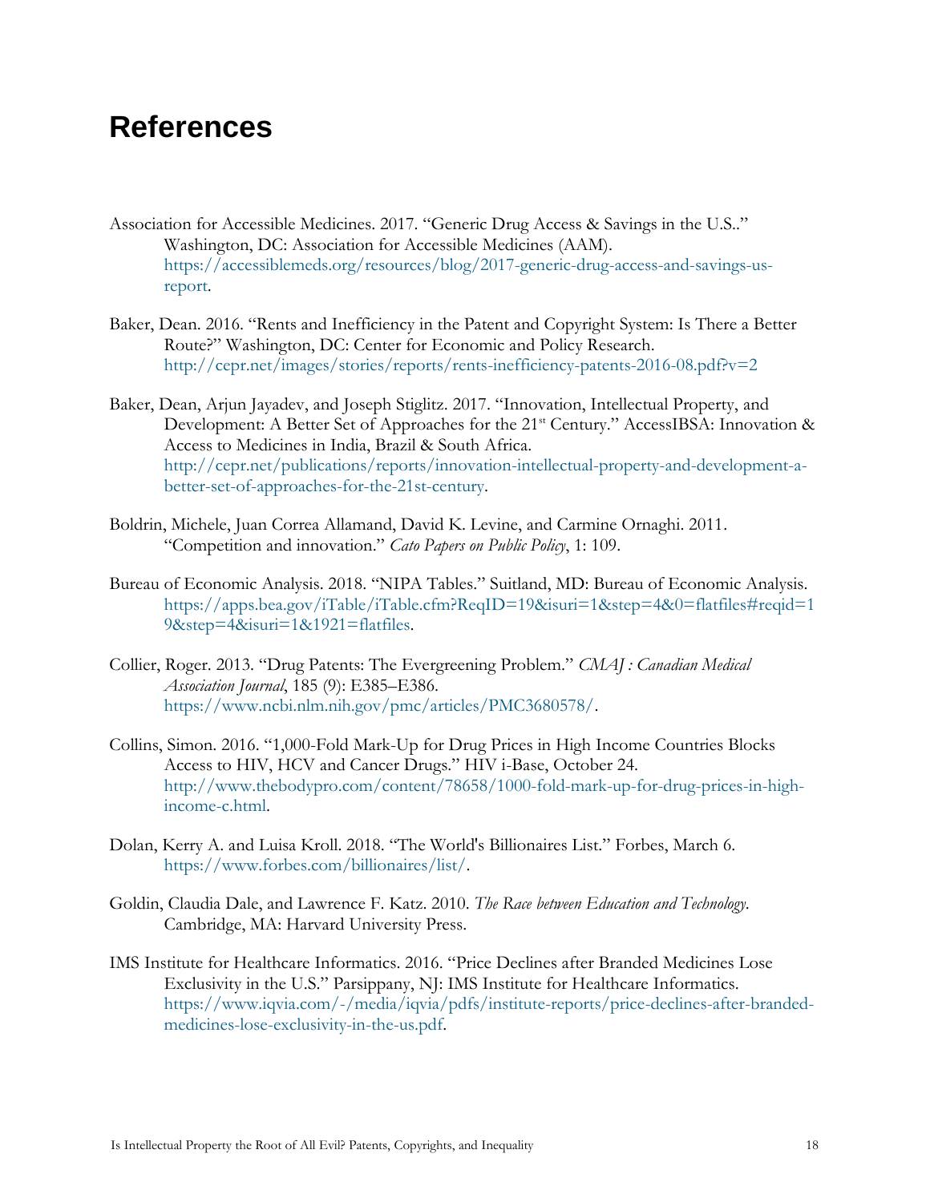# References

Association for Accessible Medicines. 2017. "Generic Drug Access & Savings in the U.S.." Washington, DC: Association for Accessible Medicines (AAM). https://accessiblemeds.org/resources/blog/2017-generic-drug-access-and-savings-us-report.

Baker, Dean. 2016. "Rents and Inefficiency in the Patent and Copyright System: Is There a Better Route?" Washington, DC: Center for Economic and Policy Research. http://cepr.net/images/stories/reports/rents-inefficiency-patents-2016-08.pdf?v=2

Baker, Dean, Arjun Jayadev, and Joseph Stiglitz. 2017. "Innovation, Intellectual Property, and Development: A Better Set of Approaches for the 21st Century." AccessIBSA: Innovation & Access to Medicines in India, Brazil & South Africa. http://cepr.net/publications/reports/innovation-intellectual-property-and-development-a-better-set-of-approaches-for-the-21st-century.

Boldrin, Michele, Juan Correa Allamand, David K. Levine, and Carmine Ornaghi. 2011. "Competition and innovation." *Cato Papers on Public Policy*, 1: 109.

Bureau of Economic Analysis. 2018. "NIPA Tables." Suitland, MD: Bureau of Economic Analysis. https://apps.bea.gov/iTable/iTable.cfm?ReqID=19&isuri=1&step=4&0=flatfiles#reqid=19&step=4&isuri=1&1921=flatfiles.

Collier, Roger. 2013. "Drug Patents: The Evergreening Problem." *CMAJ : Canadian Medical Association Journal*, 185 (9): E385–E386. https://www.ncbi.nlm.nih.gov/pmc/articles/PMC3680578/.

Collins, Simon. 2016. "1,000-Fold Mark-Up for Drug Prices in High Income Countries Blocks Access to HIV, HCV and Cancer Drugs." HIV i-Base, October 24. http://www.thebodypro.com/content/78658/1000-fold-mark-up-for-drug-prices-in-high-income-c.html.

Dolan, Kerry A. and Luisa Kroll. 2018. "The World's Billionaires List." Forbes, March 6. https://www.forbes.com/billionaires/list/.

Goldin, Claudia Dale, and Lawrence F. Katz. 2010. *The Race between Education and Technology*. Cambridge, MA: Harvard University Press.

IMS Institute for Healthcare Informatics. 2016. "Price Declines after Branded Medicines Lose Exclusivity in the U.S." Parsippany, NJ: IMS Institute for Healthcare Informatics. https://www.iqvia.com/-/media/iqvia/pdfs/institute-reports/price-declines-after-branded-medicines-lose-exclusivity-in-the-us.pdf.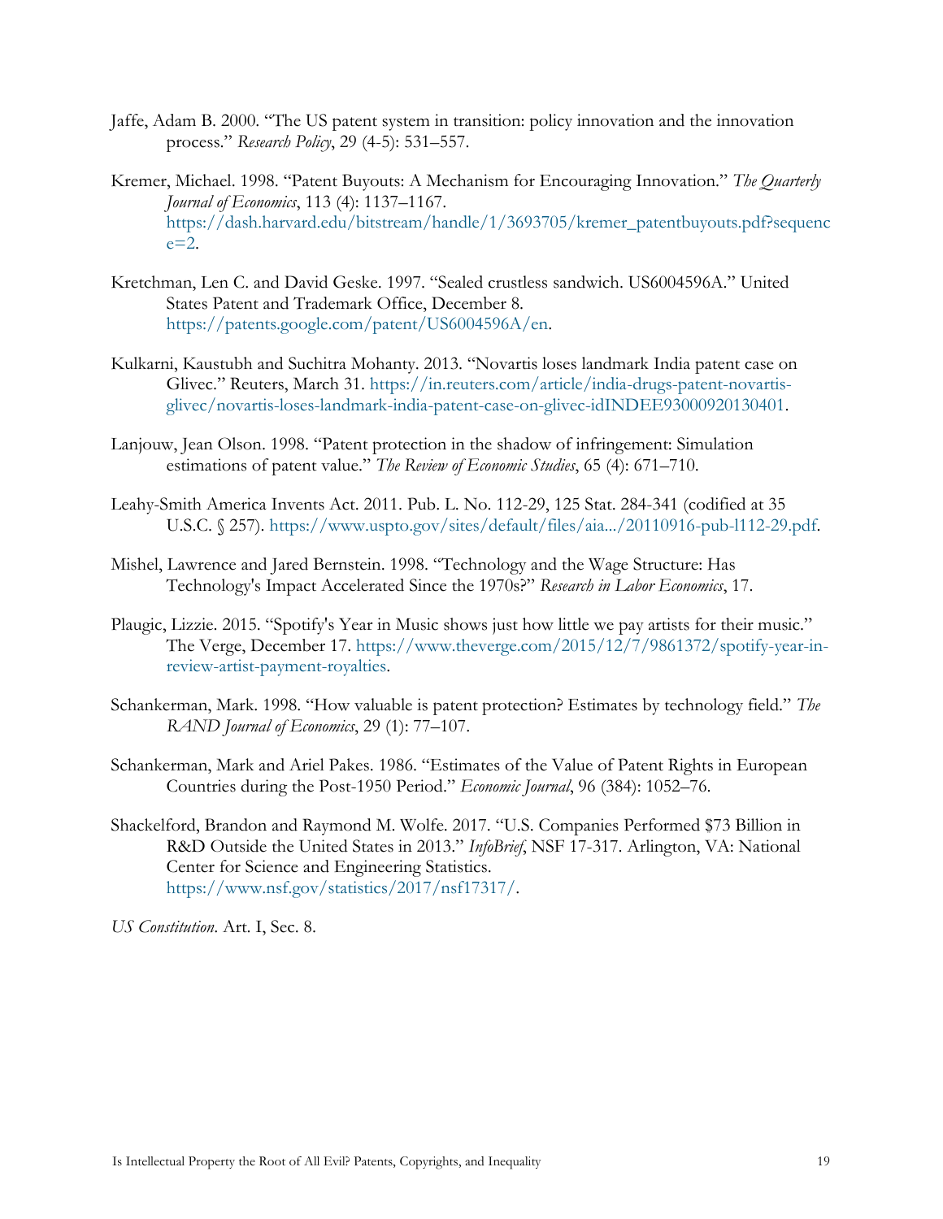Jaffe, Adam B. 2000. "The US patent system in transition: policy innovation and the innovation process." *Research Policy*, 29 (4-5): 531–557.

Kremer, Michael. 1998. "Patent Buyouts: A Mechanism for Encouraging Innovation." *The Quarterly Journal of Economics*, 113 (4): 1137–1167. https://dash.harvard.edu/bitstream/handle/1/3693705/kremer_patentbuyouts.pdf?sequence=2.

Kretchman, Len C. and David Geske. 1997. "Sealed crustless sandwich. US6004596A." United States Patent and Trademark Office, December 8. https://patents.google.com/patent/US6004596A/en.

Kulkarni, Kaustubh and Suchitra Mohanty. 2013. "Novartis loses landmark India patent case on Glivec." Reuters, March 31. https://in.reuters.com/article/india-drugs-patent-novartis-glivec/novartis-loses-landmark-india-patent-case-on-glivec-idINDEE93000920130401.

Lanjouw, Jean Olson. 1998. "Patent protection in the shadow of infringement: Simulation estimations of patent value." *The Review of Economic Studies*, 65 (4): 671–710.

Leahy-Smith America Invents Act. 2011. Pub. L. No. 112-29, 125 Stat. 284-341 (codified at 35 U.S.C. § 257). https://www.uspto.gov/sites/default/files/aia.../20110916-pub-l112-29.pdf.

Mishel, Lawrence and Jared Bernstein. 1998. "Technology and the Wage Structure: Has Technology's Impact Accelerated Since the 1970s?" *Research in Labor Economics*, 17.

Plaugic, Lizzie. 2015. "Spotify's Year in Music shows just how little we pay artists for their music." The Verge, December 17. https://www.theverge.com/2015/12/7/9861372/spotify-year-in-review-artist-payment-royalties.

Schankerman, Mark. 1998. "How valuable is patent protection? Estimates by technology field." *The RAND Journal of Economics*, 29 (1): 77–107.

Schankerman, Mark and Ariel Pakes. 1986. "Estimates of the Value of Patent Rights in European Countries during the Post-1950 Period." *Economic Journal*, 96 (384): 1052–76.

Shackelford, Brandon and Raymond M. Wolfe. 2017. "U.S. Companies Performed $73 Billion in R&D Outside the United States in 2013." *InfoBrief*, NSF 17-317. Arlington, VA: National Center for Science and Engineering Statistics. https://www.nsf.gov/statistics/2017/nsf17317/.

*US Constitution*. Art. I, Sec. 8.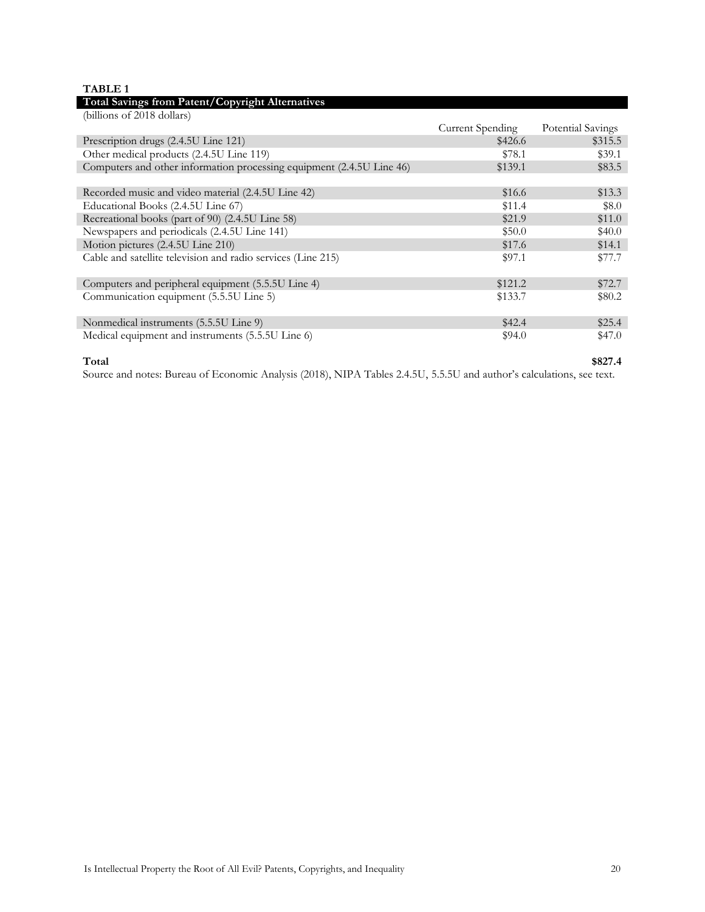**TABLE 1**

**Total Savings from Patent/Copyright Alternatives**

(billions of 2018 dollars)

| | Current Spending | Potential Savings |
|---|---|---|
| Prescription drugs (2.4.5U Line 121) | $426.6 | $315.5 |
| Other medical products (2.4.5U Line 119) | $78.1 | $39.1 |
| Computers and other information processing equipment (2.4.5U Line 46) | $139.1 | $83.5 |
| | | |
| Recorded music and video material (2.4.5U Line 42) | $16.6 | $13.3 |
| Educational Books (2.4.5U Line 67) | $11.4 | $8.0 |
| Recreational books (part of 90) (2.4.5U Line 58) | $21.9 | $11.0 |
| Newspapers and periodicals (2.4.5U Line 141) | $50.0 | $40.0 |
| Motion pictures (2.4.5U Line 210) | $17.6 | $14.1 |
| Cable and satellite television and radio services (Line 215) | $97.1 | $77.7 |
| | | |
| Computers and peripheral equipment (5.5.5U Line 4) | $121.2 | $72.7 |
| Communication equipment (5.5.5U Line 5) | $133.7 | $80.2 |
| | | |
| Nonmedical instruments (5.5.5U Line 9) | $42.4 | $25.4 |
| Medical equipment and instruments (5.5.5U Line 6) | $94.0 | $47.0 |
| | | |
| **Total** | | **$827.4** |

Source and notes: Bureau of Economic Analysis (2018), NIPA Tables 2.4.5U, 5.5.5U and author's calculations, see text.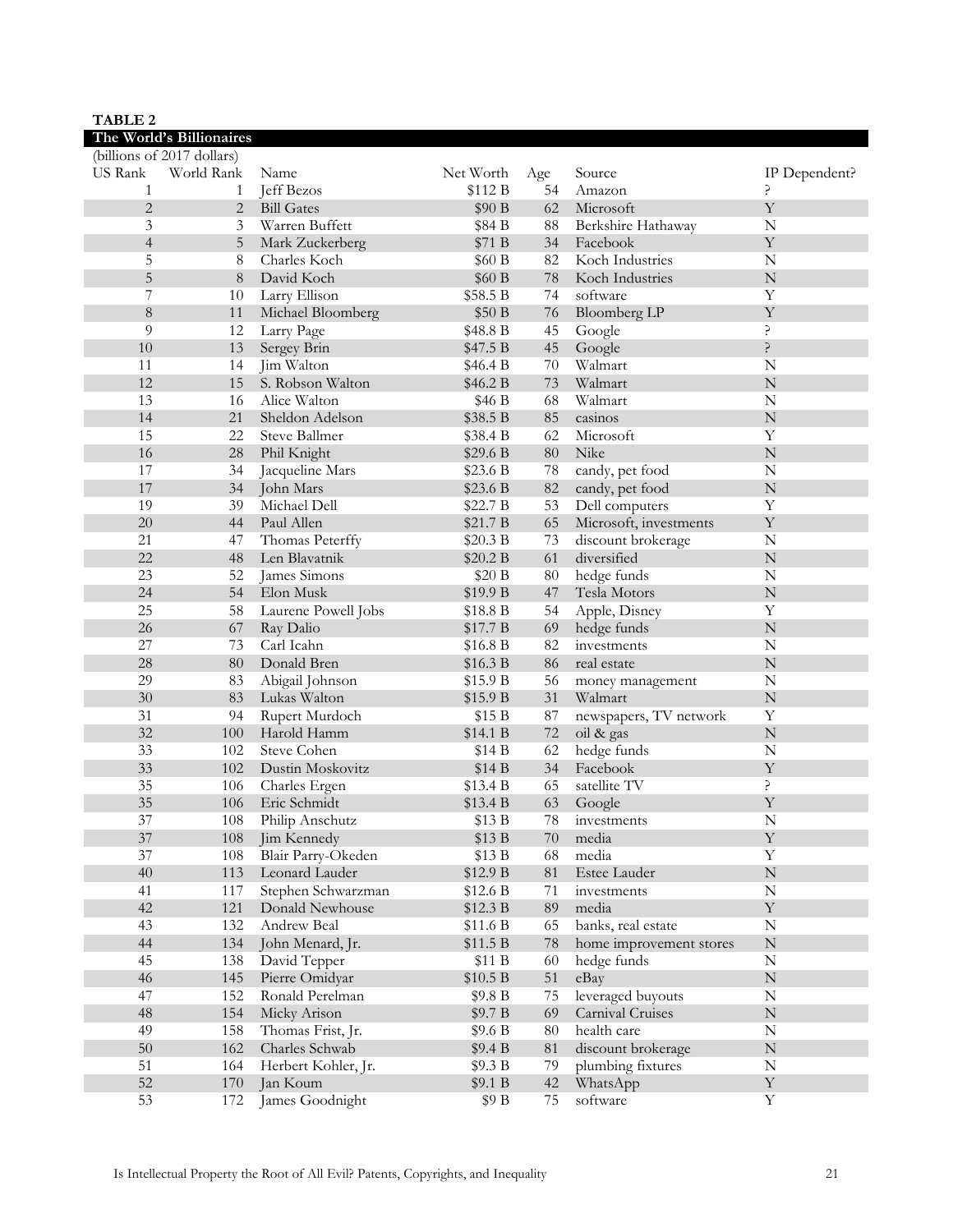**TABLE 2**

**The World's Billionaires**

(billions of 2017 dollars)

| US Rank | World Rank | Name | Net Worth | Age | Source | IP Dependent? |
|---|---|---|---|---|---|---|
| 1 | 1 | Jeff Bezos | $112 B | 54 | Amazon | ? |
| 2 | 2 | Bill Gates | $90 B | 62 | Microsoft | Y |
| 3 | 3 | Warren Buffett | $84 B | 88 | Berkshire Hathaway | N |
| 4 | 5 | Mark Zuckerberg | $71 B | 34 | Facebook | Y |
| 5 | 8 | Charles Koch | $60 B | 82 | Koch Industries | N |
| 5 | 8 | David Koch | $60 B | 78 | Koch Industries | N |
| 7 | 10 | Larry Ellison | $58.5 B | 74 | software | Y |
| 8 | 11 | Michael Bloomberg | $50 B | 76 | Bloomberg LP | Y |
| 9 | 12 | Larry Page | $48.8 B | 45 | Google | ? |
| 10 | 13 | Sergey Brin | $47.5 B | 45 | Google | ? |
| 11 | 14 | Jim Walton | $46.4 B | 70 | Walmart | N |
| 12 | 15 | S. Robson Walton | $46.2 B | 73 | Walmart | N |
| 13 | 16 | Alice Walton | $46 B | 68 | Walmart | N |
| 14 | 21 | Sheldon Adelson | $38.5 B | 85 | casinos | N |
| 15 | 22 | Steve Ballmer | $38.4 B | 62 | Microsoft | Y |
| 16 | 28 | Phil Knight | $29.6 B | 80 | Nike | N |
| 17 | 34 | Jacqueline Mars | $23.6 B | 78 | candy, pet food | N |
| 17 | 34 | John Mars | $23.6 B | 82 | candy, pet food | N |
| 19 | 39 | Michael Dell | $22.7 B | 53 | Dell computers | Y |
| 20 | 44 | Paul Allen | $21.7 B | 65 | Microsoft, investments | Y |
| 21 | 47 | Thomas Peterffy | $20.3 B | 73 | discount brokerage | N |
| 22 | 48 | Len Blavatnik | $20.2 B | 61 | diversified | N |
| 23 | 52 | James Simons | $20 B | 80 | hedge funds | N |
| 24 | 54 | Elon Musk | $19.9 B | 47 | Tesla Motors | N |
| 25 | 58 | Laurene Powell Jobs | $18.8 B | 54 | Apple, Disney | Y |
| 26 | 67 | Ray Dalio | $17.7 B | 69 | hedge funds | N |
| 27 | 73 | Carl Icahn | $16.8 B | 82 | investments | N |
| 28 | 80 | Donald Bren | $16.3 B | 86 | real estate | N |
| 29 | 83 | Abigail Johnson | $15.9 B | 56 | money management | N |
| 30 | 83 | Lukas Walton | $15.9 B | 31 | Walmart | N |
| 31 | 94 | Rupert Murdoch | $15 B | 87 | newspapers, TV network | Y |
| 32 | 100 | Harold Hamm | $14.1 B | 72 | oil & gas | N |
| 33 | 102 | Steve Cohen | $14 B | 62 | hedge funds | N |
| 33 | 102 | Dustin Moskovitz | $14 B | 34 | Facebook | Y |
| 35 | 106 | Charles Ergen | $13.4 B | 65 | satellite TV | ? |
| 35 | 106 | Eric Schmidt | $13.4 B | 63 | Google | Y |
| 37 | 108 | Philip Anschutz | $13 B | 78 | investments | N |
| 37 | 108 | Jim Kennedy | $13 B | 70 | media | Y |
| 37 | 108 | Blair Parry-Okeden | $13 B | 68 | media | Y |
| 40 | 113 | Leonard Lauder | $12.9 B | 81 | Estee Lauder | N |
| 41 | 117 | Stephen Schwarzman | $12.6 B | 71 | investments | N |
| 42 | 121 | Donald Newhouse | $12.3 B | 89 | media | Y |
| 43 | 132 | Andrew Beal | $11.6 B | 65 | banks, real estate | N |
| 44 | 134 | John Menard, Jr. | $11.5 B | 78 | home improvement stores | N |
| 45 | 138 | David Tepper | $11 B | 60 | hedge funds | N |
| 46 | 145 | Pierre Omidyar | $10.5 B | 51 | eBay | N |
| 47 | 152 | Ronald Perelman | $9.8 B | 75 | leveraged buyouts | N |
| 48 | 154 | Micky Arison | $9.7 B | 69 | Carnival Cruises | N |
| 49 | 158 | Thomas Frist, Jr. | $9.6 B | 80 | health care | N |
| 50 | 162 | Charles Schwab | $9.4 B | 81 | discount brokerage | N |
| 51 | 164 | Herbert Kohler, Jr. | $9.3 B | 79 | plumbing fixtures | N |
| 52 | 170 | Jan Koum | $9.1 B | 42 | WhatsApp | Y |
| 53 | 172 | James Goodnight | $9 B | 75 | software | Y |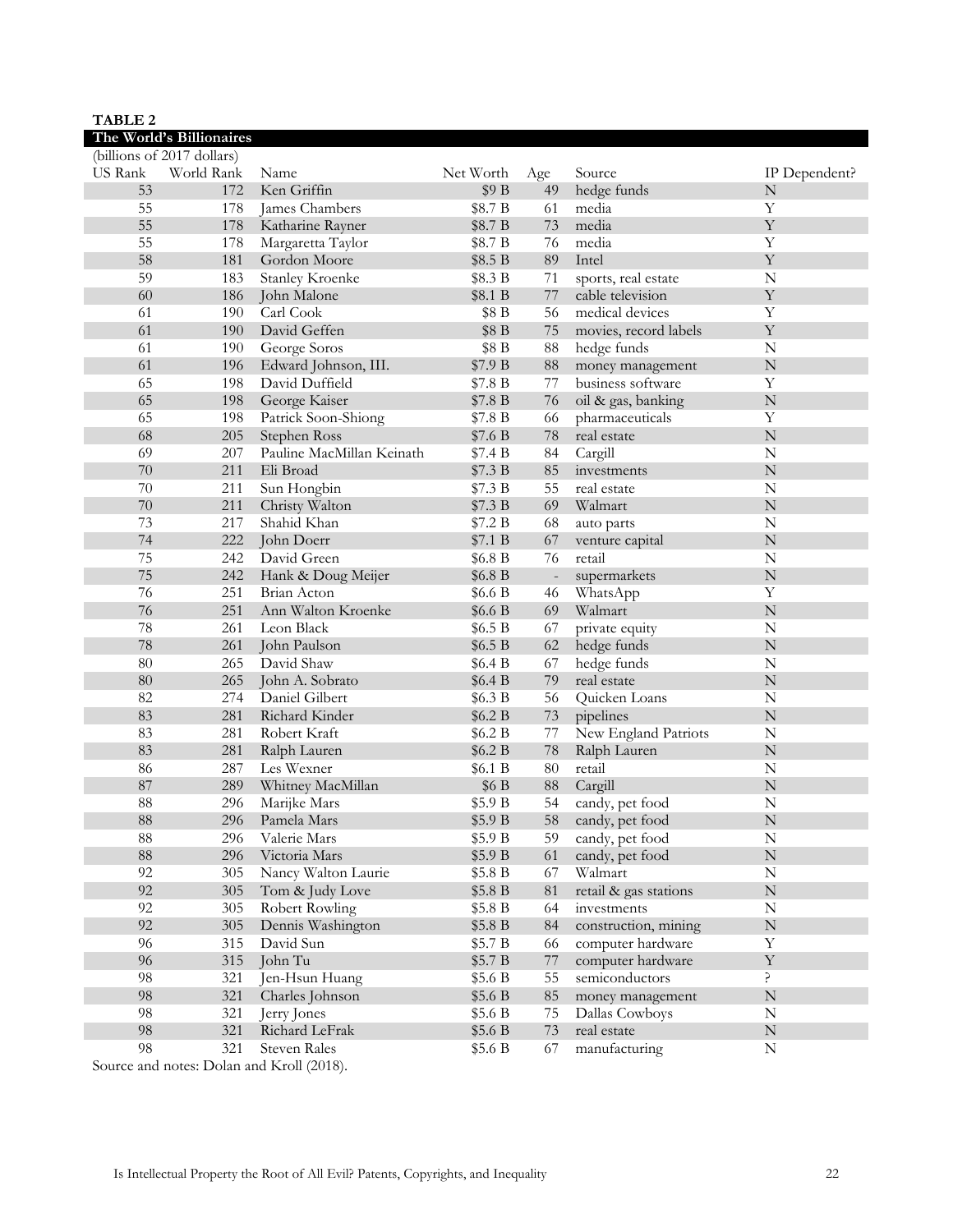**TABLE 2**

**The World's Billionaires**

(billions of 2017 dollars)

| US Rank | World Rank | Name | Net Worth | Age | Source | IP Dependent? |
|---|---|---|---|---|---|---|
| 53 | 172 | Ken Griffin | $9 B | 49 | hedge funds | N |
| 55 | 178 | James Chambers | $8.7 B | 61 | media | Y |
| 55 | 178 | Katharine Rayner | $8.7 B | 73 | media | Y |
| 55 | 178 | Margaretta Taylor | $8.7 B | 76 | media | Y |
| 58 | 181 | Gordon Moore | $8.5 B | 89 | Intel | Y |
| 59 | 183 | Stanley Kroenke | $8.3 B | 71 | sports, real estate | N |
| 60 | 186 | John Malone | $8.1 B | 77 | cable television | Y |
| 61 | 190 | Carl Cook | $8 B | 56 | medical devices | Y |
| 61 | 190 | David Geffen | $8 B | 75 | movies, record labels | Y |
| 61 | 190 | George Soros | $8 B | 88 | hedge funds | N |
| 61 | 196 | Edward Johnson, III. | $7.9 B | 88 | money management | N |
| 65 | 198 | David Duffield | $7.8 B | 77 | business software | Y |
| 65 | 198 | George Kaiser | $7.8 B | 76 | oil & gas, banking | N |
| 65 | 198 | Patrick Soon-Shiong | $7.8 B | 66 | pharmaceuticals | Y |
| 68 | 205 | Stephen Ross | $7.6 B | 78 | real estate | N |
| 69 | 207 | Pauline MacMillan Keinath | $7.4 B | 84 | Cargill | N |
| 70 | 211 | Eli Broad | $7.3 B | 85 | investments | N |
| 70 | 211 | Sun Hongbin | $7.3 B | 55 | real estate | N |
| 70 | 211 | Christy Walton | $7.3 B | 69 | Walmart | N |
| 73 | 217 | Shahid Khan | $7.2 B | 68 | auto parts | N |
| 74 | 222 | John Doerr | $7.1 B | 67 | venture capital | N |
| 75 | 242 | David Green | $6.8 B | 76 | retail | N |
| 75 | 242 | Hank & Doug Meijer | $6.8 B | - | supermarkets | N |
| 76 | 251 | Brian Acton | $6.6 B | 46 | WhatsApp | Y |
| 76 | 251 | Ann Walton Kroenke | $6.6 B | 69 | Walmart | N |
| 78 | 261 | Leon Black | $6.5 B | 67 | private equity | N |
| 78 | 261 | John Paulson | $6.5 B | 62 | hedge funds | N |
| 80 | 265 | David Shaw | $6.4 B | 67 | hedge funds | N |
| 80 | 265 | John A. Sobrato | $6.4 B | 79 | real estate | N |
| 82 | 274 | Daniel Gilbert | $6.3 B | 56 | Quicken Loans | N |
| 83 | 281 | Richard Kinder | $6.2 B | 73 | pipelines | N |
| 83 | 281 | Robert Kraft | $6.2 B | 77 | New England Patriots | N |
| 83 | 281 | Ralph Lauren | $6.2 B | 78 | Ralph Lauren | N |
| 86 | 287 | Les Wexner | $6.1 B | 80 | retail | N |
| 87 | 289 | Whitney MacMillan | $6 B | 88 | Cargill | N |
| 88 | 296 | Marijke Mars | $5.9 B | 54 | candy, pet food | N |
| 88 | 296 | Pamela Mars | $5.9 B | 58 | candy, pet food | N |
| 88 | 296 | Valerie Mars | $5.9 B | 59 | candy, pet food | N |
| 88 | 296 | Victoria Mars | $5.9 B | 61 | candy, pet food | N |
| 92 | 305 | Nancy Walton Laurie | $5.8 B | 67 | Walmart | N |
| 92 | 305 | Tom & Judy Love | $5.8 B | 81 | retail & gas stations | N |
| 92 | 305 | Robert Rowling | $5.8 B | 64 | investments | N |
| 92 | 305 | Dennis Washington | $5.8 B | 84 | construction, mining | N |
| 96 | 315 | David Sun | $5.7 B | 66 | computer hardware | Y |
| 96 | 315 | John Tu | $5.7 B | 77 | computer hardware | Y |
| 98 | 321 | Jen-Hsun Huang | $5.6 B | 55 | semiconductors | ? |
| 98 | 321 | Charles Johnson | $5.6 B | 85 | money management | N |
| 98 | 321 | Jerry Jones | $5.6 B | 75 | Dallas Cowboys | N |
| 98 | 321 | Richard LeFrak | $5.6 B | 73 | real estate | N |
| 98 | 321 | Steven Rales | $5.6 B | 67 | manufacturing | N |

Source and notes: Dolan and Kroll (2018).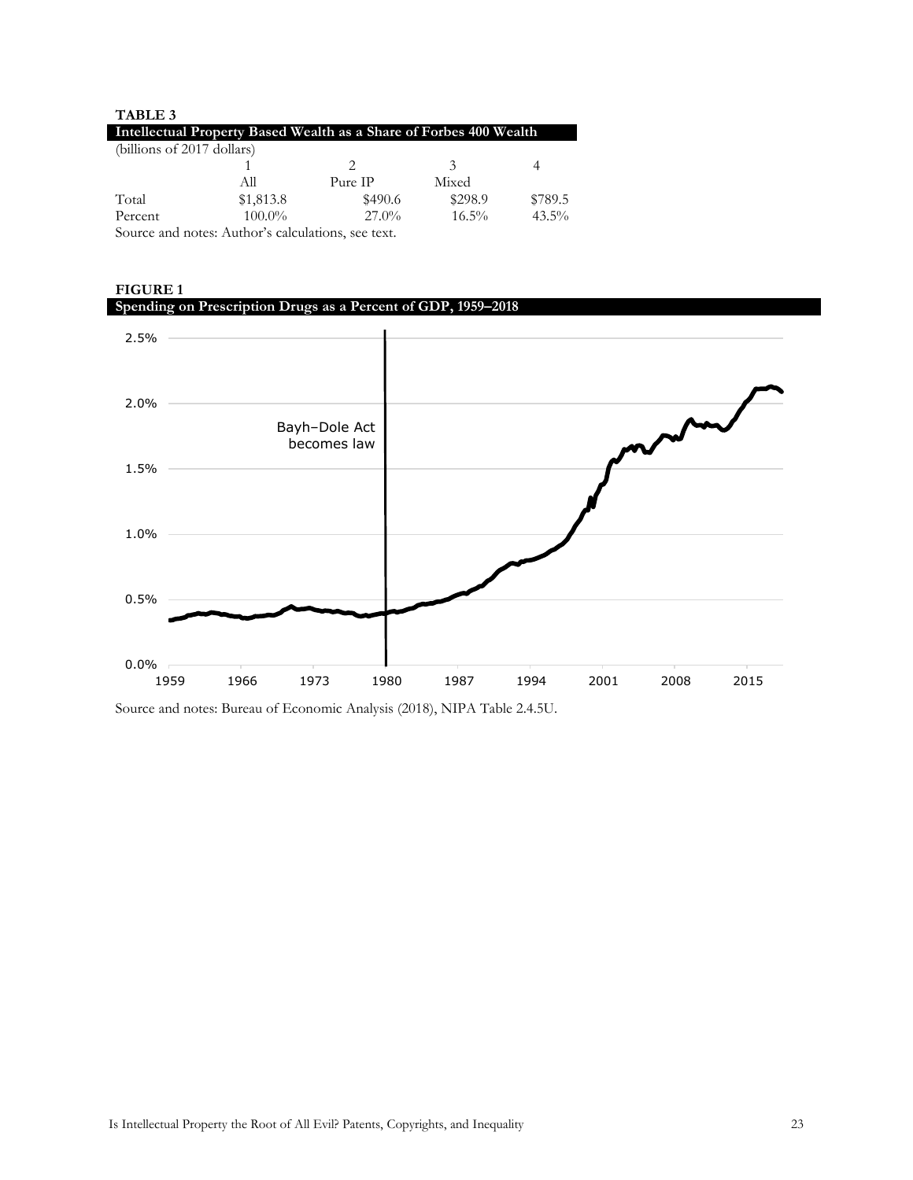**TABLE 3**

**Intellectual Property Based Wealth as a Share of Forbes 400 Wealth**

(billions of 2017 dollars)

| | 1 | 2 | 3 | 4 |
|---|---|---|---|---|
| | All | Pure IP | Mixed | |
| Total | $1,813.8 | $490.6 | $298.9 | $789.5 |
| Percent | 100.0% | 27.0% | 16.5% | 43.5% |

Source and notes: Author's calculations, see text.

**FIGURE 1**

**Spending on Prescription Drugs as a Percent of GDP, 1959–2018**

2.5%
2.0%
1.5%
1.0%
0.5%
0.0%

1959 1966 1973 1980 1987 1994 2001 2008 2015

Bayh–Dole Act becomes law

Source and notes: Bureau of Economic Analysis (2018), NIPA Table 2.4.5U.